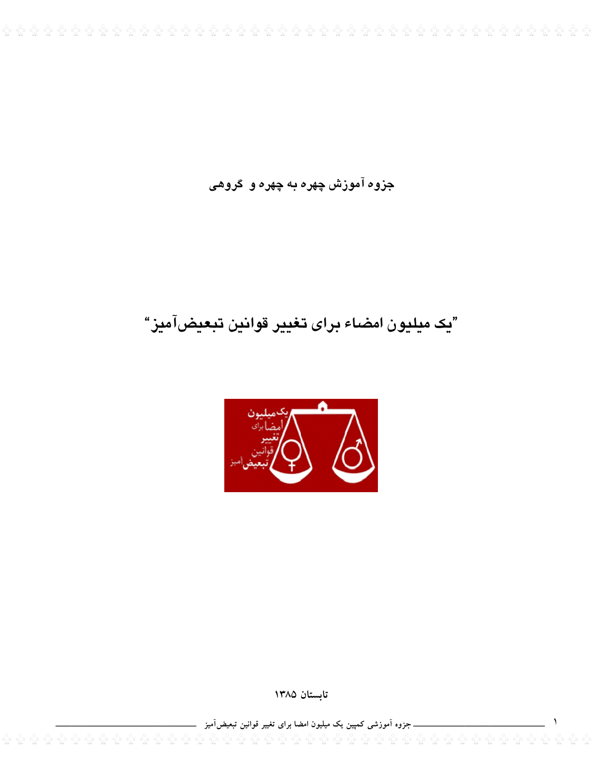جزوه آموزش چهره به چهره و گروهی

# "یک میلیون امضاء برای تغییر قوانین تبعیض‌آمیز"

تابستان ۱۳۸۵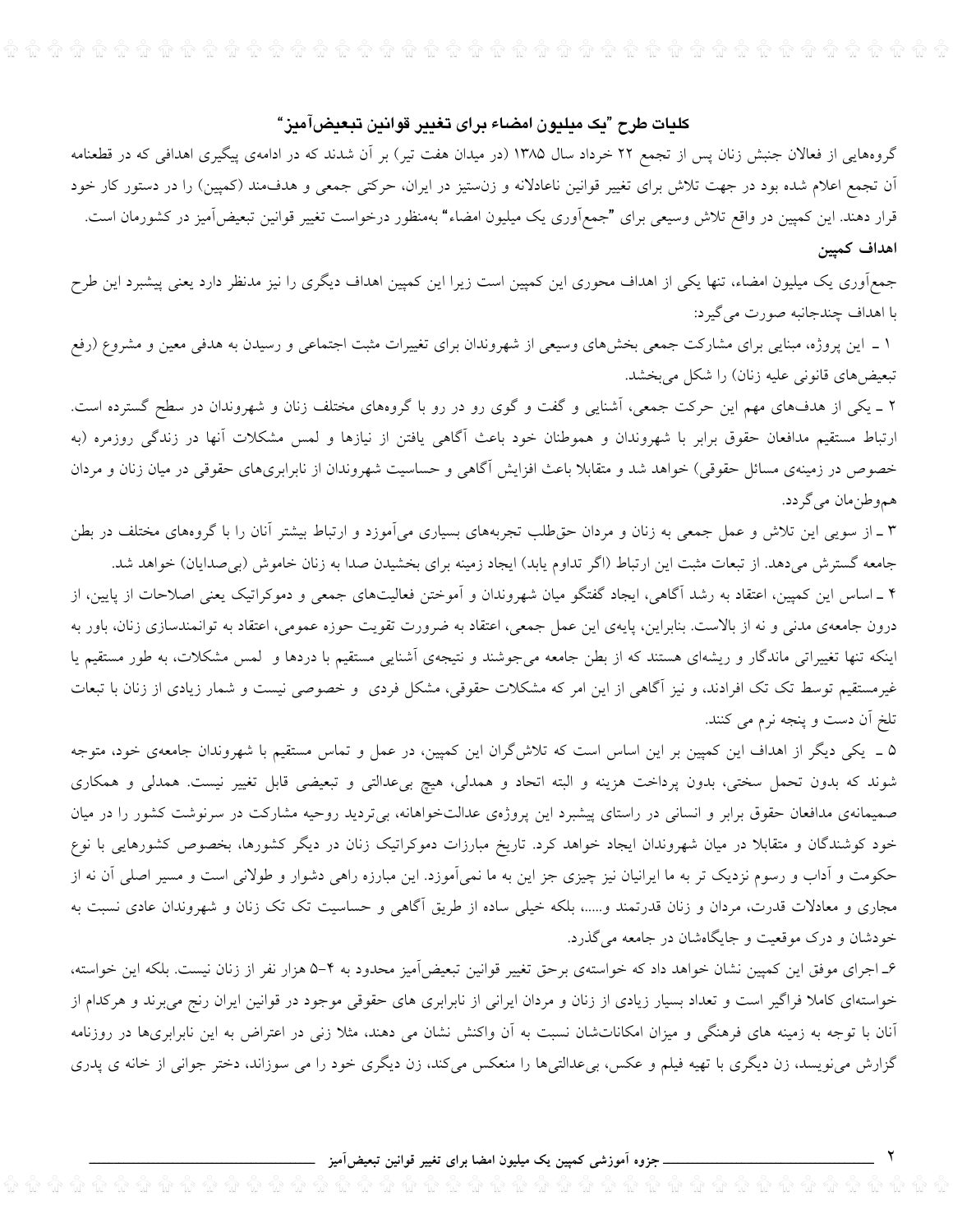## کلیات طرح "یک میلیون امضاء برای تغییر قوانین تبعیض‌آمیز"

گروههایی از فعالان جنبش زنان پس از تجمع ۲۲ خرداد سال ۱۳۸۵ (در میدان هفت تیر) بر آن شدند که در ادامه‌ی پیگیری اهدافی که در قطعنامه آن تجمع اعلام شده بود در جهت تلاش برای تغییر قوانین ناعادلانه و زن‌ستیز در ایران، حرکتی جمعی و هدف‌مند (کمپین) را در دستور کار خود قرار دهند. این کمپین در واقع تلاش وسیعی برای "جمع‌آوری یک میلیون امضاء" به‌منظور درخواست تغییر قوانین تبعیض‌آمیز در کشورمان است.

### اهداف کمپین

جمع‌آوری یک میلیون امضاء، تنها یکی از اهداف محوری این کمپین است زیرا این کمپین اهداف دیگری را نیز مدنظر دارد یعنی پیشبرد این طرح با اهداف چندجانبه صورت می‌گیرد:

۱ ـ این پروژه، مبنایی برای مشارکت جمعی بخش‌های وسیعی از شهروندان برای تغییرات مثبت اجتماعی و رسیدن به هدفی معین و مشروع (رفع تبعیض‌های قانونی علیه زنان) را شکل می‌بخشد.

۲ ـ یکی از هدف‌های مهم این حرکت جمعی، آشنایی و گفت و گوی رو در رو با گروههای مختلف زنان و شهروندان در سطح گسترده است. ارتباط مستقیم مدافعان حقوق برابر با شهروندان و هموطنان خود باعث آگاهی یافتن از نیازها و لمس مشکلات آنها در زندگی روزمره (به خصوص در زمینه‌ی مسائل حقوقی) خواهد شد و متقابلا باعث افزایش آگاهی و حساسیت شهروندان از نابرابری‌های حقوقی در میان زنان و مردان هم‌وطن‌مان می‌گردد.

۳ ـ از سویی این تلاش و عمل جمعی به زنان و مردان حق‌طلب تجربه‌های بسیاری می‌آموزد و ارتباط بیشتر آنان را با گروههای مختلف در بطن جامعه گسترش می‌دهد. از تبعات مثبت این ارتباط (اگر تداوم یابد) ایجاد زمینه برای بخشیدن صدا به زنان خاموش (بی‌صدایان) خواهد شد.

۴ ـ اساس این کمپین، اعتقاد به رشد آگاهی، ایجاد گفتگو میان شهروندان و آموختن فعالیت‌های جمعی و دموکراتیک یعنی اصلاحات از پایین، از درون جامعه‌ی مدنی و نه از بالاست. بنابراین، پایه‌ی این عمل جمعی، اعتقاد به ضرورت تقویت حوزه عمومی، اعتقاد به توانمندسازی زنان، باور به اینکه تنها تغییراتی ماندگار و ریشه‌ای هستند که از بطن جامعه می‌جوشند و نتیجه‌ی آشنایی مستقیم با دردها و لمس مشکلات، به طور مستقیم یا غیرمستقیم توسط تک تک افرادند، و نیز آگاهی از این امر که مشکلات حقوقی، مشکل فردی و خصوصی نیست و شمار زیادی از زنان با تبعات تلخ آن دست و پنجه نرم می کنند.

۵ ـ یکی دیگر از اهداف این کمپین بر این اساس است که تلاش‌گران این کمپین، در عمل و تماس مستقیم با شهروندان جامعه‌ی خود، متوجه شوند که بدون تحمل سختی، بدون پرداخت هزینه و البته اتحاد و همدلی، هیچ بی‌عدالتی و تبعیضی قابل تغییر نیست. همدلی و همکاری صمیمانه‌ی مدافعان حقوق برابر و انسانی در راستای پیشبرد این پروژه‌ی عدالت‌خواهانه، بی‌تردید روحیه مشارکت در سرنوشت کشور را در میان خود کوشندگان و متقابلا در میان شهروندان ایجاد خواهد کرد. تاریخ مبارزات دموکراتیک زنان در دیگر کشورها، بخصوص کشورهایی با نوع حکومت و آداب و رسوم نزدیک تر به ما ایرانیان نیز چیزی جز این به ما نمی‌آموزد. این مبارزه راهی دشوار و طولانی است و مسیر اصلی آن نه از مجاری و معادلات قدرت، مردان و زنان قدرتمند و.....، بلکه خیلی ساده از طریق آگاهی و حساسیت تک تک زنان و شهروندان عادی نسبت به خودشان و درک موقعیت و جایگاه‌شان در جامعه می‌گذرد.

۶ـ اجرای موفق این کمپین نشان خواهد داد که خواسته‌ی برحق تغییر قوانین تبعیض‌آمیز محدود به ۴-۵ هزار نفر از زنان نیست. بلکه این خواسته، خواسته‌ای کاملا فراگیر است و تعداد بسیار زیادی از زنان و مردان ایرانی از نابرابری های حقوقی موجود در قوانین ایران رنج می‌برند و هرکدام از آنان با توجه به زمینه های فرهنگی و میزان امکانات‌شان نسبت به آن واکنش نشان می دهند، مثلا زنی در اعتراض به این نابرابری‌ها در روزنامه گزارش می‌نویسد، زن دیگری با تهیه فیلم و عکس، بی‌عدالتی‌ها را منعکس می‌کند، زن دیگری خود را می سوزاند، دختر جوانی از خانه ی پدری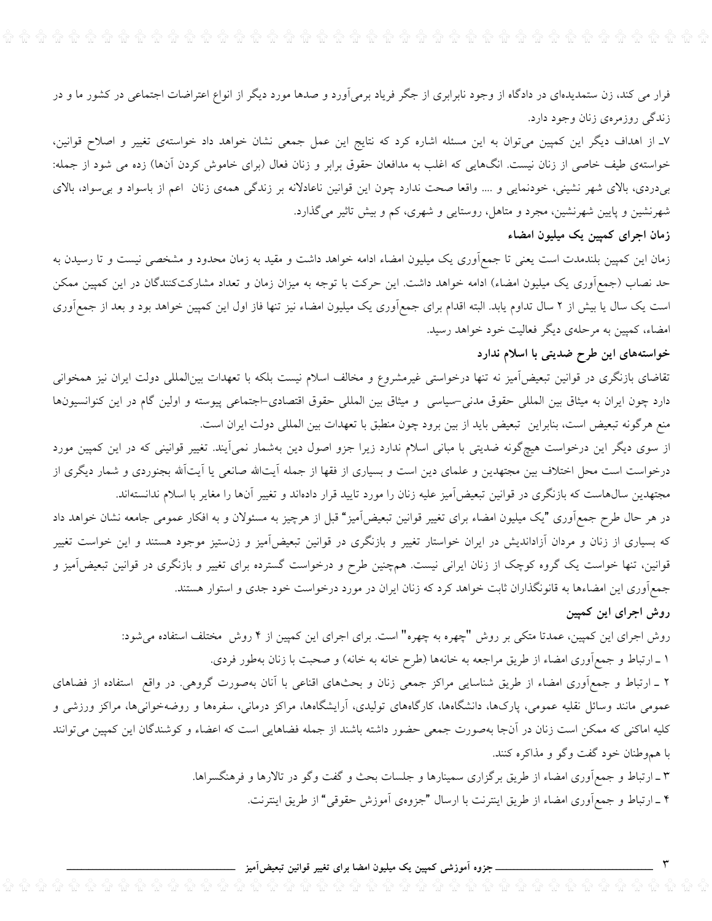فرار می کند، زن ستمدیده‌ای در دادگاه از وجود نابرابری از جگر فریاد برمی‌آورد و صدها مورد دیگر از انواع اعتراضات اجتماعی در کشور ما و در زندگی روزمره‌ی زنان وجود دارد.

۷ـ از اهداف دیگر این کمپین می‌توان به این مسئله اشاره کرد که نتایج این عمل جمعی نشان خواهد داد خواسته‌ی تغییر و اصلاح قوانین، خواسته‌ی طیف خاصی از زنان نیست. انگ‌هایی که اغلب به مدافعان حقوق برابر و زنان فعال (برای خاموش کردن آن‌ها) زده می شود از جمله: بی‌دردی، بالای شهر نشینی، خودنمایی و .... واقعا صحت ندارد چون این قوانین ناعادلانه بر زندگی همه‌ی زنان اعم از باسواد و بی‌سواد، بالای شهرنشین و پایین شهرنشین، مجرد و متاهل، روستایی و شهری، کم و بیش تاثیر می‌گذارد.

## زمان اجرای کمپین یک میلیون امضاء

زمان این کمپین بلندمدت است یعنی تا جمع‌آوری یک میلیون امضاء ادامه خواهد داشت و مقید به زمان محدود و مشخصی نیست و تا رسیدن به حد نصاب (جمع‌آوری یک میلیون امضاء) ادامه خواهد داشت. این حرکت با توجه به میزان زمان و تعداد مشارکت‌کنندگان در این کمپین ممکن است یک سال یا بیش از ۲ سال تداوم یابد. البته اقدام برای جمع‌آوری یک میلیون امضاء نیز تنها فاز اول این کمپین خواهد بود و بعد از جمع‌آوری امضاء، کمپین به مرحله‌ی دیگر فعالیت خود خواهد رسید.

## خواسته‌های این طرح ضدیتی با اسلام ندارد

تقاضای بازنگری در قوانین تبعیض‌آمیز نه تنها درخواستی غیرمشروع و مخالف اسلام نیست بلکه با تعهدات بین‌المللی دولت ایران نیز همخوانی دارد چون ایران به میثاق بین المللی حقوق مدنی–سیاسی و میثاق بین المللی حقوق اقتصادی–اجتماعی پیوسته و اولین گام در این کنوانسیون‌ها منع هرگونه تبعیض است، بنابراین تبعیض باید از بین برود چون منطبق با تعهدات بین المللی دولت ایران است.

از سوی دیگر این درخواست هیچ‌گونه ضدیتی با مبانی اسلام ندارد زیرا جزو اصول دین به‌شمار نمی‌آیند. تغییر قوانینی که در این کمپین مورد درخواست است محل اختلاف بین مجتهدین و علمای دین است و بسیاری از فقها از جمله آیت‌الله صانعی یا آیت‌آلله بجنوردی و شمار دیگری از مجتهدین سال‌هاست که بازنگری در قوانین تبعیض‌آمیز علیه زنان را مورد تایید قرار داده‌اند و تغییر آن‌ها را مغایر با اسلام ندانسته‌اند.

در هر حال طرح جمع‌آوری "یک میلیون امضاء برای تغییر قوانین تبعیض‌آمیز" قبل از هرچیز به مسئولان و به افکار عمومی جامعه نشان خواهد داد که بسیاری از زنان و مردان آزاداندیش در ایران خواستار تغییر و بازنگری در قوانین تبعیض‌آمیز و زن‌ستیز موجود هستند و این خواست تغییر قوانین، تنها خواست یک گروه کوچک از زنان ایرانی نیست. همچنین طرح و درخواست گسترده برای تغییر و بازنگری در قوانین تبعیض‌آمیز و جمع‌آوری این امضاءها به قانونگذاران ثابت خواهد کرد که زنان ایران در مورد درخواست خود جدی و استوار هستند.

## روش اجرای این کمپین

روش اجرای این کمپین، عمدتا متکی بر روش "چهره به چهره" است. برای اجرای این کمپین از ۴ روش مختلف استفاده می‌شود:

۱ ـ ارتباط و جمع‌آوری امضاء از طریق مراجعه به خانه‌ها (طرح خانه به خانه) و صحبت با زنان به‌طور فردی.

۲ ـ ارتباط و جمع‌آوری امضاء از طریق شناسایی مراکز جمعی زنان و بحث‌های اقناعی با آنان به‌صورت گروهی. در واقع استفاده از فضاهای عمومی مانند وسائل نقلیه عمومی، پارک‌ها، دانشگاه‌ها، کارگاه‌های تولیدی، آرایشگاه‌ها، مراکز درمانی، سفره‌ها و روضه‌خوانی‌ها، مراکز ورزشی و کلیه اماکنی که ممکن است زنان در آن‌جا به‌صورت جمعی حضور داشته باشند از جمله فضاهایی است که اعضاء و کوشندگان این کمپین می‌توانند با هم‌وطنان خود گفت وگو و مذاکره کنند.

۳ ـ ارتباط و جمع‌آوری امضاء از طریق برگزاری سمینارها و جلسات بحث و گفت وگو در تالارها و فرهنگسراها.

۴ ـ ارتباط و جمع‌آوری امضاء از طریق اینترنت با ارسال "جزوه‌ی آموزش حقوقی" از طریق اینترنت.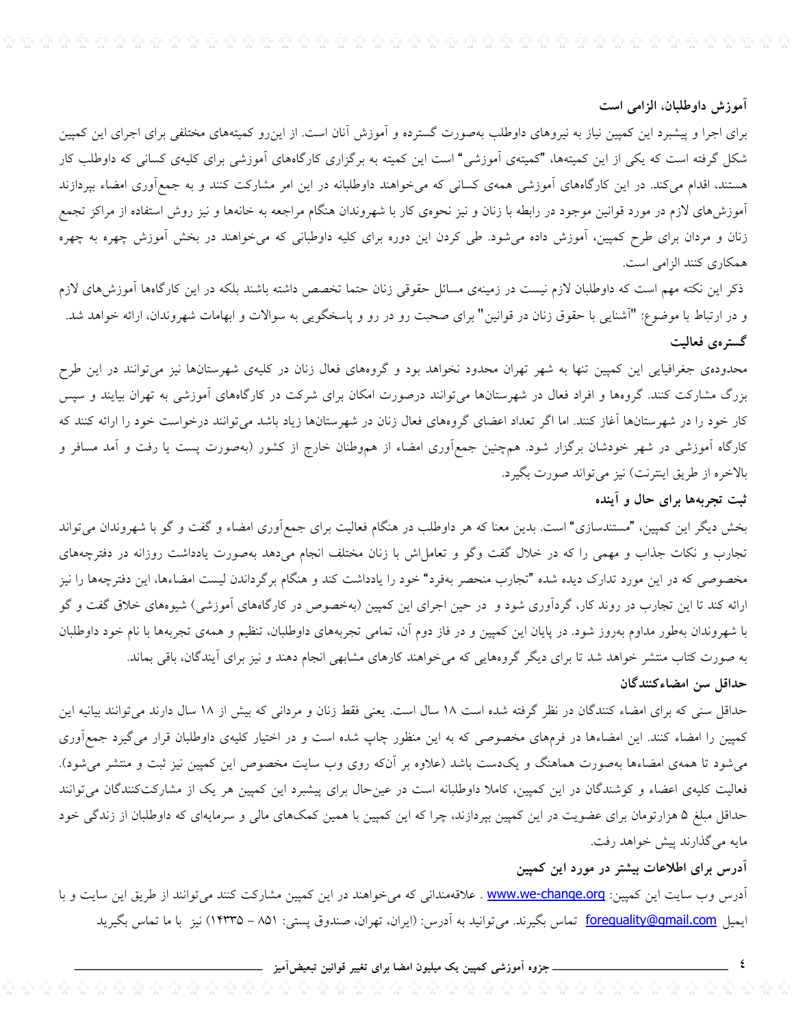### آموزش داوطلبان، الزامی است

برای اجرا و پیشبرد این کمپین نیاز به نیروهای داوطلب به‌صورت گسترده و آموزش آنان است. از این‌رو کمیته‌های مختلفی برای اجرای این کمپین شکل گرفته است که یکی از این کمیته‌ها، "کمیته‌ی آموزشی" است این کمیته به برگزاری کارگاه‌های آموزشی برای کلیه‌ی کسانی که داوطلب کار هستند، اقدام می‌کند. در این کارگاه‌های آموزشی همه‌ی کسانی که می‌خواهند داوطلبانه در این امر مشارکت کنند و به جمع‌آوری امضاء بپردازند آموزش‌های لازم در مورد قوانین موجود در رابطه با زنان و نیز نحوه‌ی کار با شهروندان هنگام مراجعه به خانه‌ها و نیز روش استفاده از مراکز تجمع زنان و مردان برای طرح کمپین، آموزش داده می‌شود. طی کردن این دوره برای کلیه داوطلبانی که می‌خواهند در بخش آموزش چهره به چهره همکاری کنند الزامی است.

ذکر این نکته مهم است که داوطلبان لازم نیست در زمینه‌ی مسائل حقوقی زنان حتما تخصص داشته باشند بلکه در این کارگاه‌ها آموزش‌های لازم و در ارتباط با موضوع: "آشنایی با حقوق زنان در قوانین" برای صحبت رو در رو و پاسخگویی به سوالات و ابهامات شهروندان، ارائه خواهد شد.

### گستره‌ی فعالیت

محدوده‌ی جغرافیایی این کمپین تنها به شهر تهران محدود نخواهد بود و گروه‌های فعال زنان در کلیه‌ی شهرستان‌ها نیز می‌توانند در این طرح بزرگ مشارکت کنند. گروه‌ها و افراد فعال در شهرستان‌ها می‌توانند درصورت امکان برای شرکت در کارگاه‌های آموزشی به تهران بیایند و سپس کار خود را در شهرستان‌ها آغاز کنند. اما اگر تعداد اعضای گروه‌های فعال زنان در شهرستان‌ها زیاد باشد می‌توانند درخواست خود را ارائه کنند که کارگاه آموزشی در شهر خودشان برگزار شود. همچنین جمع‌آوری امضاء از هم‌وطنان خارج از کشور (به‌صورت پست یا رفت و آمد مسافر و بالاخره از طریق اینترنت) نیز می‌تواند صورت بگیرد.

### ثبت تجربه‌ها برای حال و آینده

بخش دیگر این کمپین، "مستندسازی" است. بدین معنا که هر داوطلب در هنگام فعالیت برای جمع‌آوری امضاء و گفت و گو با شهروندان می‌تواند تجارب و نکات جذاب و مهمی را که در خلال گفت وگو و تعامل‌اش با زنان مختلف انجام می‌دهد به‌صورت یادداشت روزانه در دفترچه‌های مخصوصی که در این مورد تدارک دیده شده "تجارب منحصر به‌فرد" خود را یادداشت کند و هنگام برگرداندن لیست امضاءها، این دفترچه‌ها را نیز ارائه کند تا این تجارب در روند کار، گردآوری شود و در حین اجرای این کمپین (به‌خصوص در کارگاه‌های آموزشی) شیوه‌های خلاق گفت و گو با شهروندان به‌طور مداوم به‌روز شود. در پایان این کمپین و در فاز دوم آن، تمامی تجربه‌های داوطلبان، تنظیم و همه‌ی تجربه‌ها با نام خود داوطلبان به صورت کتاب منتشر خواهد شد تا برای دیگر گروه‌هایی که می‌خواهند کارهای مشابهی انجام دهند و نیز برای آیندگان، باقی بماند.

### حداقل سن امضاءکنندگان

حداقل سنی که برای امضاء کنندگان در نظر گرفته شده است ۱۸ سال است. یعنی فقط زنان و مردانی که بیش از ۱۸ سال دارند می‌توانند بیانیه این کمپین را امضاء کنند. این امضاءها در فرم‌های مخصوصی که به این منظور چاپ شده است و در اختیار کلیه‌ی داوطلبان قرار می‌گیرد جمع‌آوری می‌شود تا همه‌ی امضاءها به‌صورت هماهنگ و یک‌دست باشد (علاوه بر آن‌که روی وب سایت مخصوص این کمپین نیز ثبت و منتشر می‌شود). فعالیت کلیه‌ی اعضاء و کوشندگان در این کمپین، کاملا داوطلبانه است در عین‌حال برای پیشبرد این کمپین هر یک از مشارکت‌کنندگان می‌توانند حداقل مبلغ ۵ هزارتومان برای عضویت در این کمپین بپردازند، چرا که این کمپین با همین کمک‌های مالی و سرمایه‌ای که داوطلبان از زندگی خود مایه می‌گذارند پیش خواهد رفت.

### آدرس برای اطلاعات بیشتر در مورد این کمپین

آدرس وب سایت این کمپین: www.we-change.org . علاقه‌مندانی که می‌خواهند در این کمپین مشارکت کنند می‌توانند از طریق این سایت و با ایمیل forequality@gmail.com تماس بگیرند. می‌توانید به آدرس: (ایران، تهران، صندوق پستی: ۸۵۱ – ۱۴۳۳۵) نیز با ما تماس بگیرید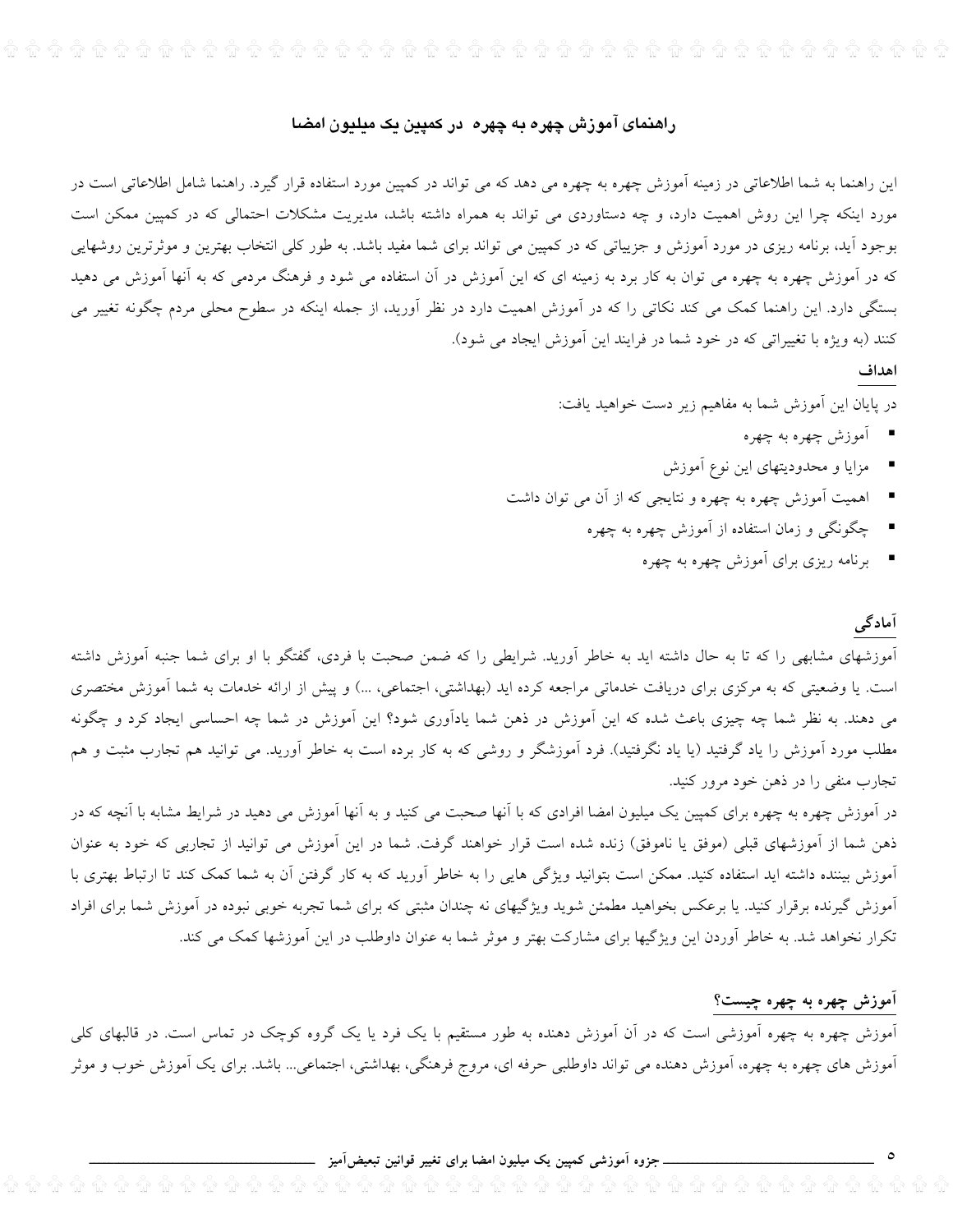## راهنمای آموزش چهره به چهره در کمپین یک میلیون امضا

این راهنما به شما اطلاعاتی در زمینه آموزش چهره به چهره می دهد که می تواند در کمپین مورد استفاده قرار گیرد. راهنما شامل اطلاعاتی است در مورد اینکه چرا این روش اهمیت دارد، و چه دستاوردی می تواند به همراه داشته باشد، مدیریت مشکلات احتمالی که در کمپین ممکن است بوجود آید، برنامه ریزی در مورد آموزش و جزییاتی که در کمپین می تواند برای شما مفید باشد. به طور کلی انتخاب بهترین و موثرترین روشهایی که در آموزش چهره به چهره می توان به کار برد به زمینه ای که این آموزش در آن استفاده می شود و فرهنگ مردمی که به آنها آموزش می دهید بستگی دارد. این راهنما کمک می کند نکاتی را که در آموزش اهمیت دارد در نظر آورید، از جمله اینکه در سطوح محلی مردم چگونه تغییر می کنند (به ویژه با تغییراتی که در خود شما در فرایند این آموزش ایجاد می شود).

### اهداف

در پایان این آموزش شما به مفاهیم زیر دست خواهید یافت:

- آموزش چهره به چهره
- مزایا و محدودیتهای این نوع آموزش
- اهمیت آموزش چهره به چهره و نتایجی که از آن می توان داشت
- چگونگی و زمان استفاده از آموزش چهره به چهره
- برنامه ریزی برای آموزش چهره به چهره

### آمادگی

آموزشهای مشابهی را که تا به حال داشته اید به خاطر آورید. شرایطی را که ضمن صحبت با فردی، گفتگو با او برای شما جنبه آموزش داشته است. یا وضعیتی که به مرکزی برای دریافت خدماتی مراجعه کرده اید (بهداشتی، اجتماعی، ...) و پیش از ارائه خدمات به شما آموزش مختصری می دهند. به نظر شما چه چیزی باعث شده که این آموزش در ذهن شما یادآوری شود؟ این آموزش در شما چه احساسی ایجاد کرد و چگونه مطلب مورد آموزش را یاد گرفتید (یا یاد نگرفتید). فرد آموزشگر و روشی که به کار برده است به خاطر آورید. می توانید هم تجارب مثبت و هم تجارب منفی را در ذهن خود مرور کنید.

در آموزش چهره به چهره برای کمپین یک میلیون امضا افرادی که با آنها صحبت می کنید و به آنها آموزش می دهید در شرایط مشابه با آنچه که در ذهن شما از آموزشهای قبلی (موفق یا ناموفق) زنده شده است قرار خواهند گرفت. شما در این آموزش می توانید از تجاربی که خود به عنوان آموزش بیننده داشته اید استفاده کنید. ممکن است بتوانید ویژگی هایی را به خاطر آورید که به کار گرفتن آن به شما کمک کند تا ارتباط بهتری با آموزش گیرنده برقرار کنید. یا برعکس بخواهید مطمئن شوید ویژگیهای نه چندان مثبتی که برای شما تجربه خوبی نبوده در آموزش شما برای افراد تکرار نخواهد شد. به خاطر آوردن این ویژگیها برای مشارکت بهتر و موثر شما به عنوان داوطلب در این آموزشها کمک می کند.

### آموزش چهره به چهره چیست؟

آموزش چهره به چهره آموزشی است که در آن آموزش دهنده به طور مستقیم با یک فرد یا یک گروه کوچک در تماس است. در قالبهای کلی آموزش های چهره به چهره، آموزش دهنده می تواند داوطلبی حرفه ای، مروج فرهنگی، بهداشتی، اجتماعی... باشد. برای یک آموزش خوب و موثر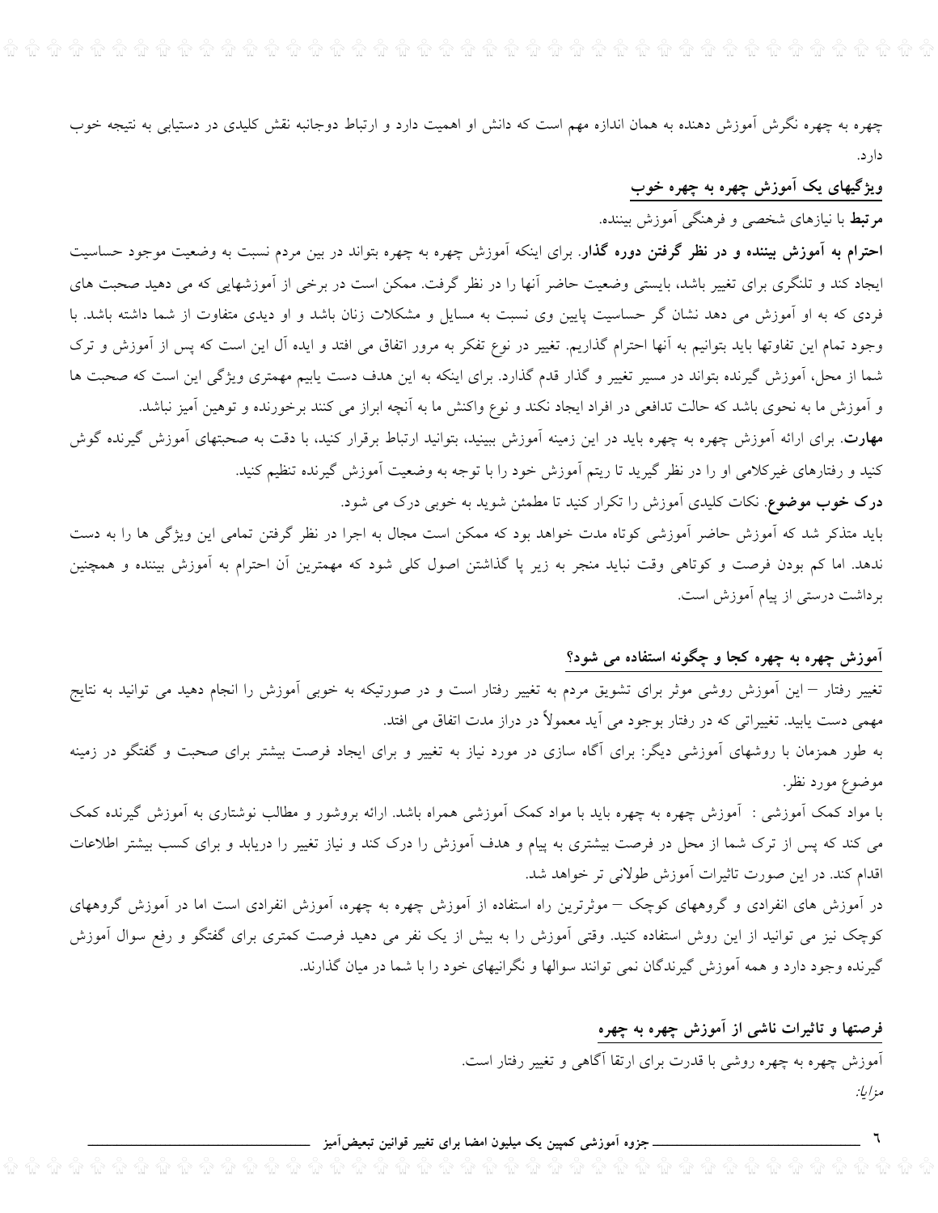چهره به چهره نگرش آموزش دهنده به همان اندازه مهم است که دانش او اهمیت دارد و ارتباط دوجانبه نقش کلیدی در دستیابی به نتیجه خوب دارد.

## ویژگیهای یک آموزش چهره به چهره خوب

**مرتبط** با نیازهای شخصی و فرهنگی آموزش بیننده.

**احترام به آموزش بیننده و در نظر گرفتن دوره گذار**. برای اینکه آموزش چهره به چهره بتواند در بین مردم نسبت به وضعیت موجود حساسیت ایجاد کند و تلنگری برای تغییر باشد، بایستی وضعیت حاضر آنها را در نظر گرفت. ممکن است در برخی از آموزشهایی که می دهید صحبت های فردی که به او آموزش می دهد نشان گر حساسیت پایین وی نسبت به مسایل و مشکلات زنان باشد و او دیدی متفاوت از شما داشته باشد. با وجود تمام این تفاوتها باید بتوانیم به آنها احترام گذاریم. تغییر در نوع تفکر به مرور اتفاق می افتد و ایده آل این است که پس از آموزش و ترک شما از محل، آموزش گیرنده بتواند در مسیر تغییر و گذار قدم گذارد. برای اینکه به این هدف دست یابیم مهمتری ویژگی این است که صحبت ها و آموزش ما به نحوی باشد که حالت تدافعی در افراد ایجاد نکند و نوع واکنش ما به آنچه ابراز می کنند برخورنده و توهین آمیز نباشد.

**مهارت**. برای ارائه آموزش چهره به چهره باید در این زمینه آموزش ببینید، بتوانید ارتباط برقرار کنید، با دقت به صحبتهای آموزش گیرنده گوش کنید و رفتارهای غیرکلامی او را در نظر گیرید تا ریتم آموزش خود را با توجه به وضعیت آموزش گیرنده تنظیم کنید.

**درک خوب موضوع**. نکات کلیدی آموزش را تکرار کنید تا مطمئن شوید به خوبی درک می شود.

باید متذکر شد که آموزش حاضر آموزشی کوتاه مدت خواهد بود که ممکن است مجال به اجرا در نظر گرفتن تمامی این ویژگی ها را به دست ندهد. اما کم بودن فرصت و کوتاهی وقت نباید منجر به زیر پا گذاشتن اصول کلی شود که مهمترین آن احترام به آموزش بیننده و همچنین برداشت درستی از پیام آموزش است.

## آموزش چهره به چهره کجا و چگونه استفاده می شود؟

تغییر رفتار – این آموزش روشی موثر برای تشویق مردم به تغییر رفتار است و در صورتیکه به خوبی آموزش را انجام دهید می توانید به نتایج مهمی دست یابید. تغییراتی که در رفتار بوجود می آید معمولاً در دراز مدت اتفاق می افتد.

به طور همزمان با روشهای آموزشی دیگر: برای آگاه سازی در مورد نیاز به تغییر و برای ایجاد فرصت بیشتر برای صحبت و گفتگو در زمینه موضوع مورد نظر.

با مواد کمک آموزشی : آموزش چهره به چهره باید با مواد کمک آموزشی همراه باشد. ارائه بروشور و مطالب نوشتاری به آموزش گیرنده کمک می کند که پس از ترک شما از محل در فرصت بیشتری به پیام و هدف آموزش را درک کند و نیاز تغییر را دریابد و برای کسب بیشتر اطلاعات اقدام کند. در این صورت تاثیرات آموزش طولانی تر خواهد شد.

در آموزش های انفرادی و گروههای کوچک – موثرترین راه استفاده از آموزش چهره به چهره، آموزش انفرادی است اما در آموزش گروههای کوچک نیز می توانید از این روش استفاده کنید. وقتی آموزش را به بیش از یک نفر می دهید فرصت کمتری برای گفتگو و رفع سوال آموزش گیرنده وجود دارد و همه آموزش گیرندگان نمی توانند سوالها و نگرانیهای خود را با شما در میان گذارند.

## فرصتها و تاثیرات ناشی از آموزش چهره به چهره

آموزش چهره به چهره روشی با قدرت برای ارتقا آگاهی و تغییر رفتار است.

*مزایا:*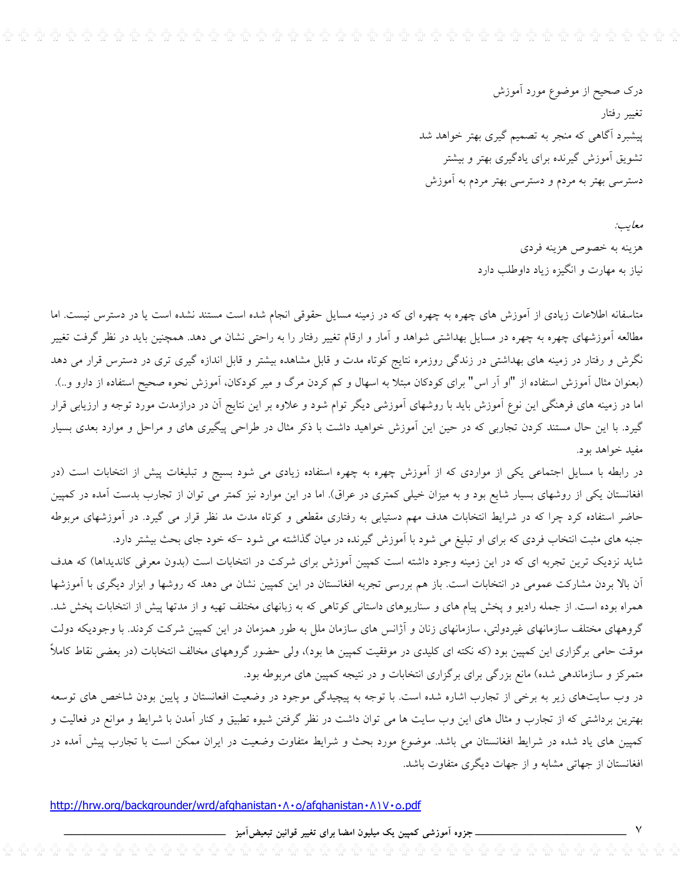درک صحیح از موضوع مورد آموزش

تغییر رفتار

پیشبرد آگاهی که منجر به تصمیم گیری بهتر خواهد شد

تشویق آموزش گیرنده برای یادگیری بهتر و بیشتر

دسترسی بهتر به مردم و دسترسی بهتر مردم به آموزش

*معایب:*

هزینه به خصوص هزینه فردی

نیاز به مهارت و انگیزه زیاد داوطلب دارد

متاسفانه اطلاعات زیادی از آموزش های چهره به چهره ای که در زمینه مسایل حقوقی انجام شده است مستند نشده است یا در دسترس نیست. اما مطالعه آموزشهای چهره به چهره در مسایل بهداشتی شواهد و آمار و ارقام تغییر رفتار را به راحتی نشان می دهد. همچنین باید در نظر گرفت تغییر نگرش و رفتار در زمینه های بهداشتی در زندگی روزمره نتایج کوتاه مدت و قابل مشاهده بیشتر و قابل اندازه گیری تری در دسترس قرار می دهد (بعنوان مثال آموزش استفاده از "او آر اس" برای کودکان مبتلا به اسهال و کم کردن مرگ و میر کودکان، آموزش نحوه صحیح استفاده از دارو و..). اما در زمینه های فرهنگی این نوع آموزش باید با روشهای آموزشی دیگر توام شود و علاوه بر این نتایج آن در درازمدت مورد توجه و ارزیابی قرار گیرد. با این حال مستند کردن تجاربی که در حین این آموزش خواهید داشت با ذکر مثال در طراحی پیگیری های و مراحل و موارد بعدی بسیار مفید خواهد بود.

در رابطه با مسایل اجتماعی یکی از مواردی که از آموزش چهره به چهره استفاده زیادی می شود بسیج و تبلیغات پیش از انتخابات است (در افغانستان یکی از روشهای بسیار شایع بود و به میزان خیلی کمتری در عراق). اما در این موارد نیز کمتر می توان از تجارب بدست آمده در کمپین حاضر استفاده کرد چرا که در شرایط انتخابات هدف مهم دستیابی به رفتاری مقطعی و کوتاه مدت مد نظر قرار می گیرد. در آموزشهای مربوطه جنبه های مثبت انتخاب فردی که برای او تبلیغ می شود با آموزش گیرنده در میان گذاشته می شود –که خود جای بحث بیشتر دارد.

شاید نزدیک ترین تجربه ای که در این زمینه وجود داشته است کمپین آموزش برای شرکت در انتخابات است (بدون معرفی کاندیداها) که هدف آن بالا بردن مشارکت عمومی در انتخابات است. باز هم بررسی تجربه افغانستان در این کمپین نشان می دهد که روشها و ابزار دیگری با آموزشها همراه بوده است. از جمله رادیو و پخش پیام های و سناریوهای داستانی کوتاهی که به زبانهای مختلف تهیه و از مدتها پیش از انتخابات پخش شد. گروههای مختلف سازمانهای غیردولتی، سازمانهای زنان و آژانس های سازمان ملل به طور همزمان در این کمپین شرکت کردند. با وجودیکه دولت موقت حامی برگزاری این کمپین بود (که نکته ای کلیدی در موفقیت کمپین ها بود)، ولی حضور گروههای مخالف انتخابات (در بعضی نقاط کاملاً متمرکز و سازماندهی شده) مانع بزرگی برای برگزاری انتخابات و در نتیجه کمپین های مربوطه بود.

در وب سایت‌های زیر به برخی از تجارب اشاره شده است. با توجه به پیچیدگی موجود در وضعیت افغانستان و پایین بودن شاخص های توسعه بهترین برداشتی که از تجارب و مثال های این وب سایت ها می توان داشت در نظر گرفتن شیوه تطبیق و کنار آمدن با شرایط و موانع در فعالیت و کمپین های یاد شده در شرایط افغانستان می باشد. موضوع مورد بحث و شرایط متفاوت وضعیت در ایران ممکن است با تجارب پیش آمده در افغانستان از جهاتی مشابه و از جهات دیگری متفاوت باشد.

http://hrw.org/backgrounder/wrd/afghanistan۰۸۰۵/afghanistan۰۸۱۷۰۵.pdf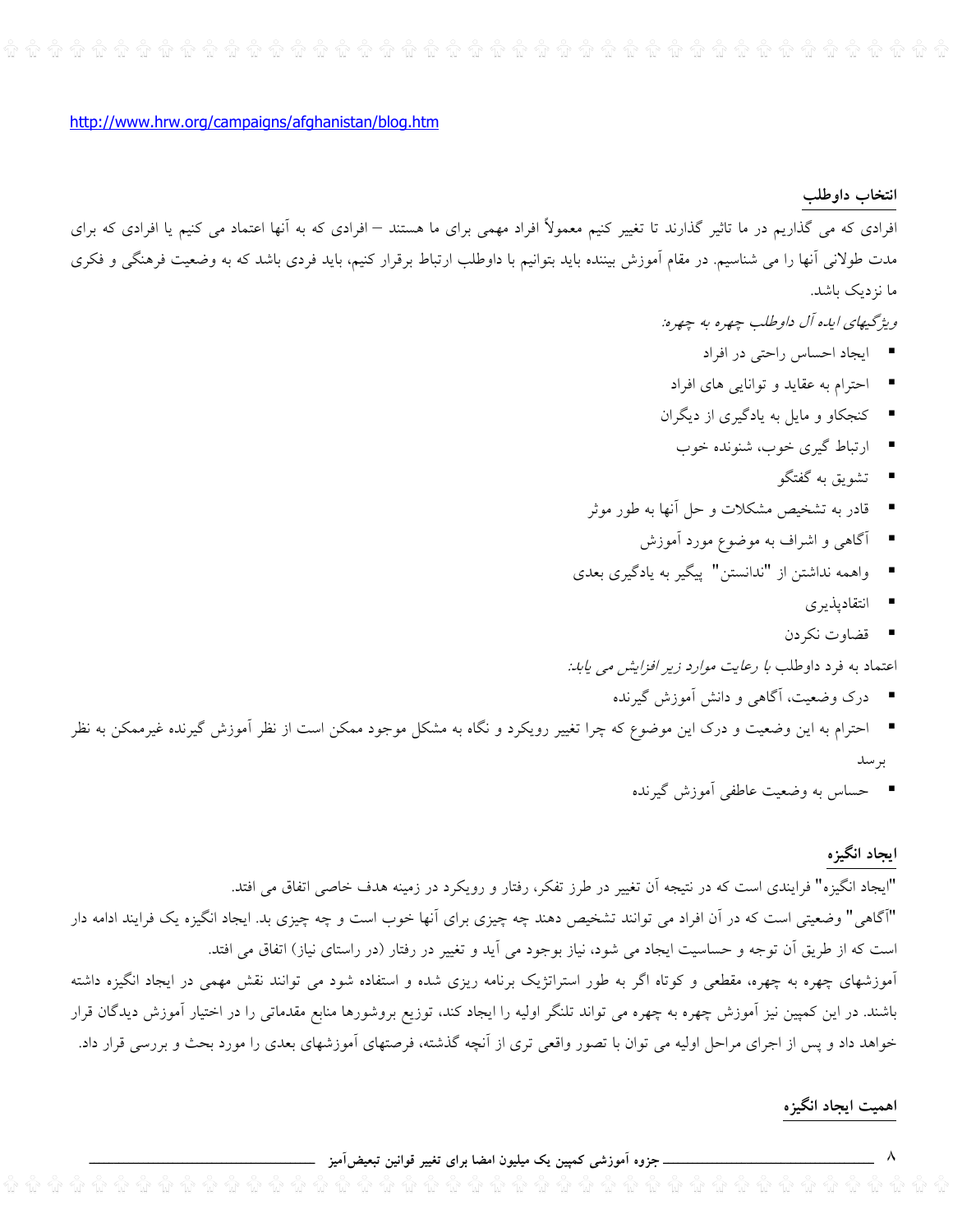http://www.hrw.org/campaigns/afghanistan/blog.htm

## انتخاب داوطلب

افرادی که می گذاریم در ما تاثیر گذارند تا تغییر کنیم معمولاً افراد مهمی برای ما هستند – افرادی که به آنها اعتماد می کنیم یا افرادی که برای مدت طولانی آنها را می شناسیم. در مقام آموزش بیننده باید بتوانیم با داوطلب ارتباط برقرار کنیم، باید فردی باشد که به وضعیت فرهنگی و فکری ما نزدیک باشد.

*ویژگیهای ایده آل داوطلب چهره به چهره:*

- ایجاد احساس راحتی در افراد
- احترام به عقاید و توانایی های افراد
- کنجکاو و مایل به یادگیری از دیگران
- ارتباط گیری خوب، شنونده خوب
- تشویق به گفتگو
- قادر به تشخیص مشکلات و حل آنها به طور موثر
- آگاهی و اشراف به موضوع مورد آموزش
- واهمه نداشتن از "ندانستن" پیگیر به یادگیری بعدی
- انتقادپذیری
- قضاوت نکردن

اعتماد به فرد داوطلب *با رعایت موارد زیر افزایش می یابد:*

- درک وضعیت، آگاهی و دانش آموزش گیرنده
- احترام به این وضعیت و درک این موضوع که چرا تغییر رویکرد و نگاه به مشکل موجود ممکن است از نظر آموزش گیرنده غیرممکن به نظر برسد
- حساس به وضعیت عاطفی آموزش گیرنده

## ایجاد انگیزه

"ایجاد انگیزه" فرایندی است که در نتیجه آن تغییر در طرز تفکر، رفتار و رویکرد در زمینه هدف خاصی اتفاق می افتد.

"آگاهی" وضعیتی است که در آن افراد می توانند تشخیص دهند چه چیزی برای آنها خوب است و چه چیزی بد. ایجاد انگیزه یک فرایند ادامه دار است که از طریق آن توجه و حساسیت ایجاد می شود، نیاز بوجود می آید و تغییر در رفتار (در راستای نیاز) اتفاق می افتد.

آموزشهای چهره به چهره، مقطعی و کوتاه اگر به طور استراتژیک برنامه ریزی شده و استفاده شود می توانند نقش مهمی در ایجاد انگیزه داشته باشند. در این کمپین نیز آموزش چهره به چهره می تواند تلنگر اولیه را ایجاد کند، توزیع بروشورها منابع مقدماتی را در اختیار آموزش دیدگان قرار خواهد داد و پس از اجرای مراحل اولیه می توان با تصور واقعی تری از آنچه گذشته، فرصتهای آموزشهای بعدی را مورد بحث و بررسی قرار داد.

## اهمیت ایجاد انگیزه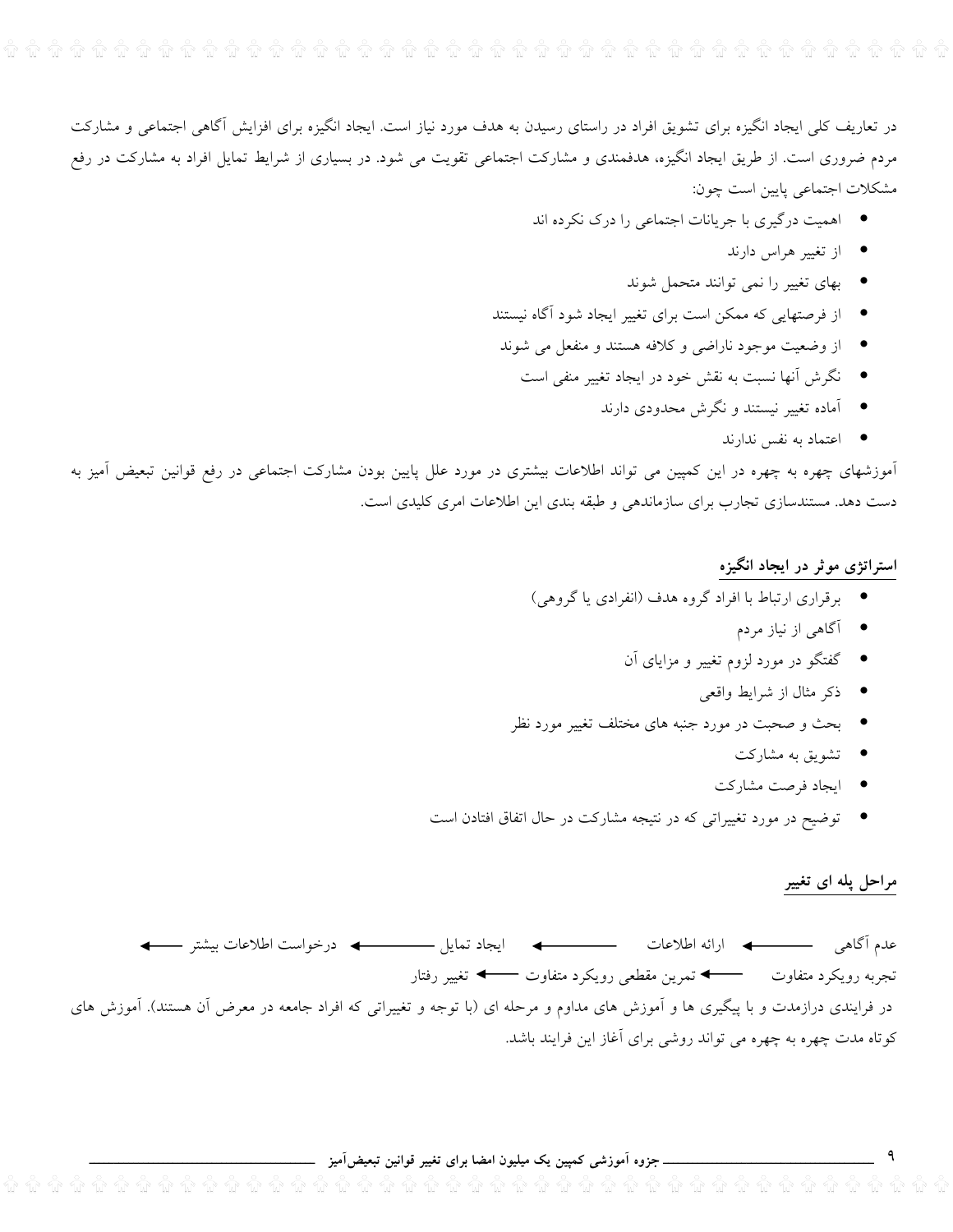در تعاریف کلی ایجاد انگیزه برای تشویق افراد در راستای رسیدن به هدف مورد نیاز است. ایجاد انگیزه برای افزایش آگاهی اجتماعی و مشارکت مردم ضروری است. از طریق ایجاد انگیزه، هدفمندی و مشارکت اجتماعی تقویت می شود. در بسیاری از شرایط تمایل افراد به مشارکت در رفع مشکلات اجتماعی پایین است چون:

- اهمیت درگیری با جریانات اجتماعی را درک نکرده اند
- از تغییر هراس دارند
- بهای تغییر را نمی توانند متحمل شوند
- از فرصتهایی که ممکن است برای تغییر ایجاد شود آگاه نیستند
- از وضعیت موجود ناراضی و کلافه هستند و منفعل می شوند
- نگرش آنها نسبت به نقش خود در ایجاد تغییر منفی است
- آماده تغییر نیستند و نگرش محدودی دارند
- اعتماد به نفس ندارند

آموزشهای چهره به چهره در این کمپین می تواند اطلاعات بیشتری در مورد علل پایین بودن مشارکت اجتماعی در رفع قوانین تبعیض آمیز به دست دهد. مستندسازی تجارب برای سازماندهی و طبقه بندی این اطلاعات امری کلیدی است.

## استراتژی موثر در ایجاد انگیزه

- برقراری ارتباط با افراد گروه هدف (انفرادی یا گروهی)
- آگاهی از نیاز مردم
- گفتگو در مورد لزوم تغییر و مزایای آن
- ذکر مثال از شرایط واقعی
- بحث و صحبت در مورد جنبه های مختلف تغییر مورد نظر
- تشویق به مشارکت
- ایجاد فرصت مشارکت
- توضیح در مورد تغییراتی که در نتیجه مشارکت در حال اتفاق افتادن است

## مراحل پله ای تغییر

عدم آگاهی ← ارائه اطلاعات ← ایجاد تمایل ← درخواست اطلاعات بیشتر ← تجربه رویکرد متفاوت ← تمرین مقطعی رویکرد متفاوت ← تغییر رفتار

در فرایندی درازمدت و با پیگیری ها و آموزش های مداوم و مرحله ای (با توجه و تغییراتی که افراد جامعه در معرض آن هستند). آموزش های کوتاه مدت چهره به چهره می تواند روشی برای آغاز این فرایند باشد.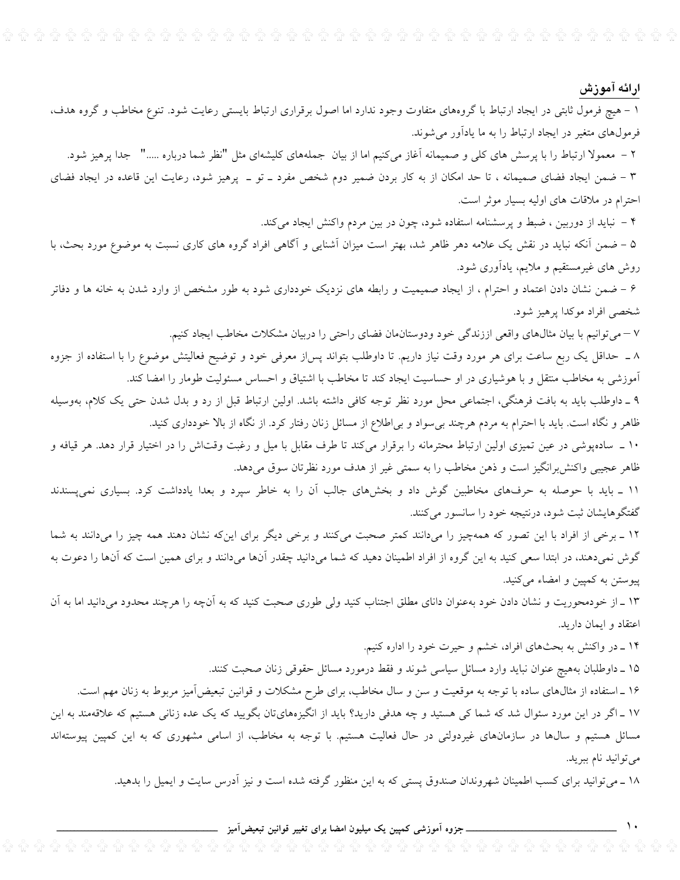## ارائه آموزش

۱ – هیچ فرمول ثابتی در ایجاد ارتباط با گروه‌های متفاوت وجود ندارد اما اصول برقراری ارتباط بایستی رعایت شود. تنوع مخاطب و گروه هدف، فرمول‌های متغیر در ایجاد ارتباط را به ما یادآور می‌شوند.

۲ – معمولا ارتباط را با پرسش های کلی و صمیمانه آغاز می‌کنیم اما از بیان جمله‌های کلیشه‌ای مثل "نظر شما درباره ....." جدا پرهیز شود.

۳ – ضمن ایجاد فضای صمیمانه ، تا حد امکان از به کار بردن ضمیر دوم شخص مفرد ـ تو ـ پرهیز شود، رعایت این قاعده در ایجاد فضای احترام در ملاقات های اولیه بسیار موثر است.

۴ – نباید از دوربین ، ضبط و پرسشنامه استفاده شود، چون در بین مردم واکنش ایجاد می‌کند.

۵ – ضمن آنکه نباید در نقش یک علامه دهر ظاهر شد، بهتر است میزان آشنایی و آگاهی افراد گروه های کاری نسبت به موضوع مورد بحث، با روش های غیرمستقیم و ملایم، یادآوری شود.

۶ – ضمن نشان دادن اعتماد و احترام ، از ایجاد صمیمیت و رابطه های نزدیک خودداری شود به طور مشخص از وارد شدن به خانه ها و دفاتر شخصی افراد موکدا پرهیز شود.

۷ – می‌توانیم با بیان مثال‌های واقعی اززندگی خود ودوستان‌مان فضای راحتی را دربیان مشکلات مخاطب ایجاد کنیم.

۸ ـ حداقل یک ربع ساعت برای هر مورد وقت نیاز داریم. تا داوطلب بتواند پس‌از معرفی خود و توضیح فعالیتش موضوع را با استفاده از جزوه آموزشی به مخاطب منتقل و با هوشیاری در او حساسیت ایجاد کند تا مخاطب با اشتیاق و احساس مسئولیت طومار را امضا کند.

۹ ـ داوطلب باید به بافت فرهنگی، اجتماعی محل مورد نظر توجه کافی داشته باشد. اولین ارتباط قبل از رد و بدل شدن حتی یک کلام، به‌وسیله ظاهر و نگاه است. باید با احترام به مردم هرچند بی‌سواد و بی‌اطلاع از مسائل زنان رفتار کرد. از نگاه از بالا خودداری کنید.

۱۰ ـ ساده‌پوشی در عین تمیزی اولین ارتباط محترمانه را برقرار می‌کند تا طرف مقابل با میل و رغبت وقت‌اش را در اختیار قرار دهد. هر قیافه و ظاهر عجیبی واکنش‌برانگیز است و ذهن مخاطب را به سمتی غیر از هدف مورد نظرتان سوق می‌دهد.

۱۱ ـ باید با حوصله به حرف‌های مخاطبین گوش داد و بخش‌های جالب آن را به خاطر سپرد و بعدا یادداشت کرد. بسیاری نمی‌پسندند گفتگوهایشان ثبت شود، درنتیجه خود را سانسور می‌کنند.

۱۲ ـ برخی از افراد با این تصور که همه‌چیز را می‌دانند کمتر صحبت می‌کنند و برخی دیگر برای این‌که نشان دهند همه چیز را می‌دانند به شما گوش نمی‌دهند، در ابتدا سعی کنید به این گروه از افراد اطمینان دهید که شما می‌دانید چقدر آن‌ها می‌دانند و برای همین است که آن‌ها را دعوت به پیوستن به کمپین و امضاء می‌کنید.

۱۳ ـ از خودمحوریت و نشان دادن خود به‌عنوان دانای مطلق اجتناب کنید ولی طوری صحبت کنید که به آن‌چه را هرچند محدود می‌دانید اما به آن اعتقاد و ایمان دارید.

۱۴ ـ در واکنش به بحث‌های افراد، خشم و حیرت خود را اداره کنیم.

۱۵ ـ داوطلبان به‌هیچ عنوان نباید وارد مسائل سیاسی شوند و فقط درمورد مسائل حقوقی زنان صحبت کنند.

۱۶ ـ استفاده از مثال‌های ساده با توجه به موقعیت و سن و سال مخاطب، برای طرح مشکلات و قوانین تبعیض‌آمیز مربوط به زنان مهم است.

۱۷ ـ اگر در این مورد سئوال شد که شما کی هستید و چه هدفی دارید؟ باید از انگیزه‌های‌تان بگویید که یک عده زنانی هستیم که علاقه‌مند به این مسائل هستیم و سال‌ها در سازمان‌های غیردولتی در حال فعالیت هستیم. با توجه به مخاطب، از اسامی مشهوری که به این کمپین پیوسته‌اند می‌توانید نام ببرید.

۱۸ ـ می‌توانید برای کسب اطمینان شهروندان صندوق پستی که به این منظور گرفته شده است و نیز آدرس سایت و ایمیل را بدهید.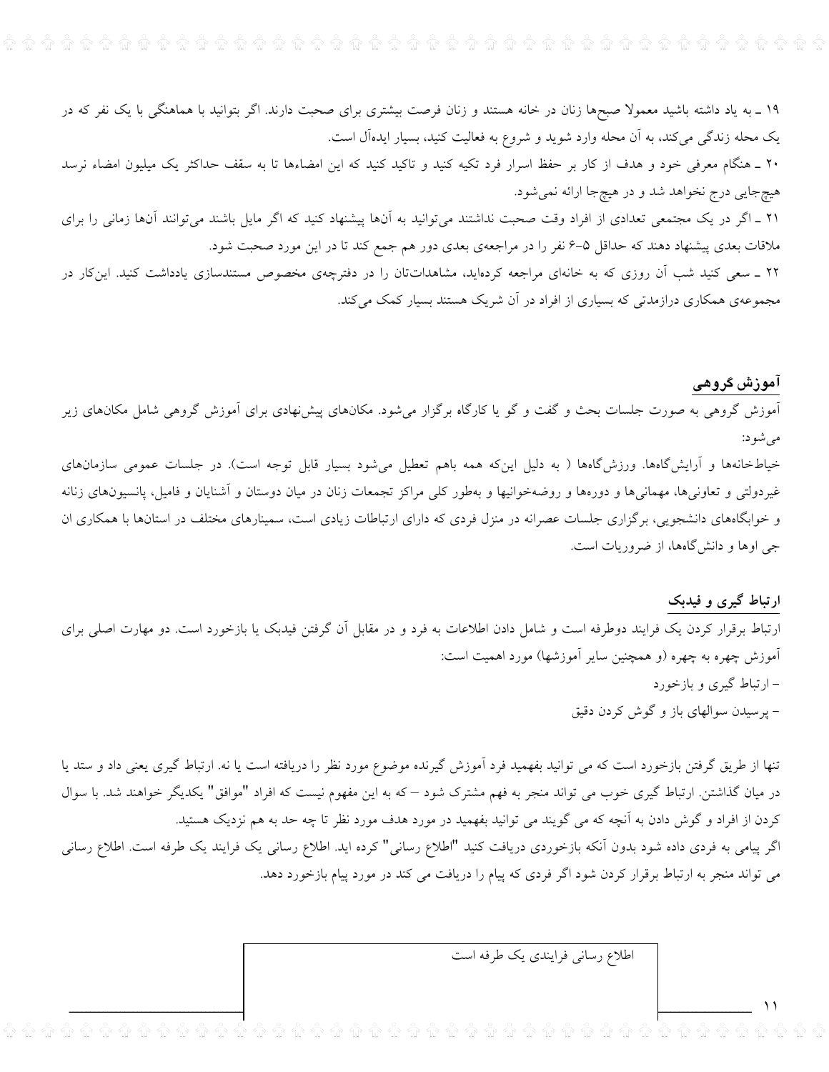۱۹ ـ به یاد داشته باشید معمولا صبح‌ها زنان در خانه هستند و زنان فرصت بیشتری برای صحبت دارند. اگر بتوانید با هماهنگی با یک نفر که در یک محله زندگی می‌کند، به آن محله وارد شوید و شروع به فعالیت کنید، بسیار ایده‌آل است.

۲۰ ـ هنگام معرفی خود و هدف از کار بر حفظ اسرار فرد تکیه کنید و تاکید کنید که این امضاءها تا به سقف حداکثر یک میلیون امضاء نرسد هیچ‌جایی درج نخواهد شد و در هیچ‌جا ارائه نمی‌شود.

۲۱ ـ اگر در یک مجتمعی تعدادی از افراد وقت صحبت نداشتند می‌توانید به آن‌ها پیشنهاد کنید که اگر مایل باشند می‌توانند آن‌ها زمانی را برای ملاقات بعدی پیشنهاد دهند که حداقل ۵-۶ نفر را در مراجعه‌ی بعدی دور هم جمع کند تا در این مورد صحبت شود.

۲۲ ـ سعی کنید شب آن روزی که به خانه‌ای مراجعه کرده‌اید، مشاهدات‌تان را در دفترچه‌ی مخصوص مستندسازی یادداشت کنید. این‌کار در مجموعه‌ی همکاری درازمدتی که بسیاری از افراد در آن شریک هستند بسیار کمک می‌کند.

## آموزش گروهی

آموزش گروهی به صورت جلسات بحث و گفت و گو یا کارگاه برگزار می‌شود. مکان‌های پیش‌نهادی برای آموزش گروهی شامل مکان‌های زیر می‌شود:

خیاط‌خانه‌ها و آرایش‌گاه‌ها. ورزش‌گاه‌ها ( به دلیل این‌که همه باهم تعطیل می‌شود بسیار قابل توجه است). در جلسات عمومی سازمان‌های غیردولتی و تعاونی‌ها، مهمانی‌ها و دوره‌ها و روضه‌خوانیها و به‌طور کلی مراکز تجمعات زنان در میان دوستان و آشنایان و فامیل، پانسیون‌های زنانه و خوابگاه‌های دانشجویی، برگزاری جلسات عصرانه در منزل فردی که دارای ارتباطات زیادی است، سمینارهای مختلف در استان‌ها با همکاری ان جی اوها و دانش‌گاه‌ها، از ضروریات است.

## ارتباط گیری و فیدبک

ارتباط برقرار کردن یک فرایند دوطرفه است و شامل دادن اطلاعات به فرد و در مقابل آن گرفتن فیدبک یا بازخورد است. دو مهارت اصلی برای آموزش چهره به چهره (و همچنین سایر آموزشها) مورد اهمیت است:

- ارتباط گیری و بازخورد
- پرسیدن سوالهای باز و گوش کردن دقیق

تنها از طریق گرفتن بازخورد است که می توانید بفهمید فرد آموزش گیرنده موضوع مورد نظر را دریافته است یا نه. ارتباط گیری یعنی داد و ستد یا در میان گذاشتن. ارتباط گیری خوب می تواند منجر به فهم مشترک شود – که به این مفهوم نیست که افراد "موافق" یکدیگر خواهند شد. با سوال کردن از افراد و گوش دادن به آنچه که می گویند می توانید بفهمید در مورد هدف مورد نظر تا چه حد به هم نزدیک هستید.

اگر پیامی به فردی داده شود بدون آنکه بازخوردی دریافت کنید "اطلاع رسانی" کرده اید. اطلاع رسانی یک فرایند یک طرفه است. اطلاع رسانی می تواند منجر به ارتباط برقرار کردن شود اگر فردی که پیام را دریافت می کند در مورد پیام بازخورد دهد.

اطلاع رسانی فرایندی یک طرفه است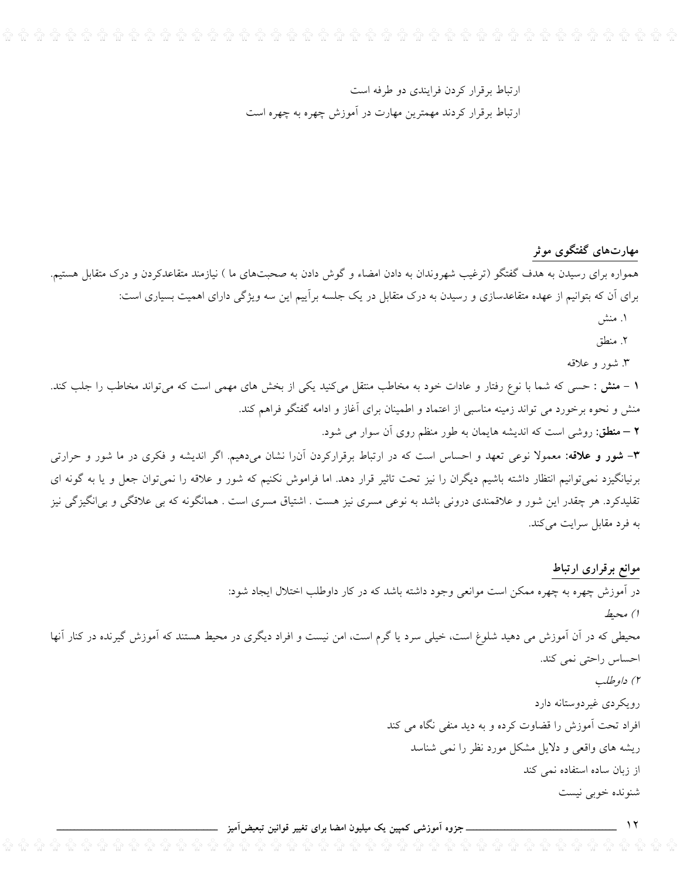ارتباط برقرار کردن فرایندی دو طرفه است

ارتباط برقرار کردند مهمترین مهارت در آموزش چهره به چهره است

## مهارت‌های گفتگوی موثر

همواره برای رسیدن به هدف گفتگو (ترغیب شهروندان به دادن امضاء و گوش دادن به صحبت‌های ما ) نیازمند متقاعدکردن و درک متقابل هستیم. برای آن که بتوانیم از عهده متقاعدسازی و رسیدن به درک متقابل در یک جلسه برآییم این سه ویژگی دارای اهمیت بسیاری است:

۱. منش

۲. منطق

۳. شور و علاقه

**۱ – منش** : حسی که شما با نوع رفتار و عادات خود به مخاطب منتقل می‌کنید یکی از بخش های مهمی است که می‌تواند مخاطب را جلب کند. منش و نحوه برخورد می تواند زمینه مناسبی از اعتماد و اطمینان برای آغاز و ادامه گفتگو فراهم کند.

**۲ – منطق:** روشی است که اندیشه هایمان به طور منظم روی آن سوار می شود.

**۳- شور و علاقه:** معمولا نوعی تعهد و احساس است که در ارتباط برقرارکردن آن‌را نشان می‌دهیم. اگر اندیشه و فکری در ما شور و حرارتی برنیانگیزد نمی‌توانیم انتظار داشته باشیم دیگران را نیز تحت تاثیر قرار دهد. اما فراموش نکنیم که شور و علاقه را نمی‌توان جعل و یا به گونه ای تقلیدکرد. هر چقدر این شور و علاقمندی درونی باشد به نوعی مسری نیز هست . اشتیاق مسری است . همانگونه که بی علاقگی و بی‌انگیزگی نیز به فرد مقابل سرایت می‌کند.

## موانع برقراری ارتباط

در آموزش چهره به چهره ممکن است موانعی وجود داشته باشد که در کار داوطلب اختلال ایجاد شود:

*۱) محیط*

محیطی که در آن آموزش می دهید شلوغ است، خیلی سرد یا گرم است، امن نیست و افراد دیگری در محیط هستند که آموزش گیرنده در کنار آنها احساس راحتی نمی کند.

*۲) داوطلب*

رویکردی غیردوستانه دارد

افراد تحت آموزش را قضاوت کرده و به دید منفی نگاه می کند

ریشه های واقعی و دلایل مشکل مورد نظر را نمی شناسد

از زبان ساده استفاده نمی کند

شنونده خوبی نیست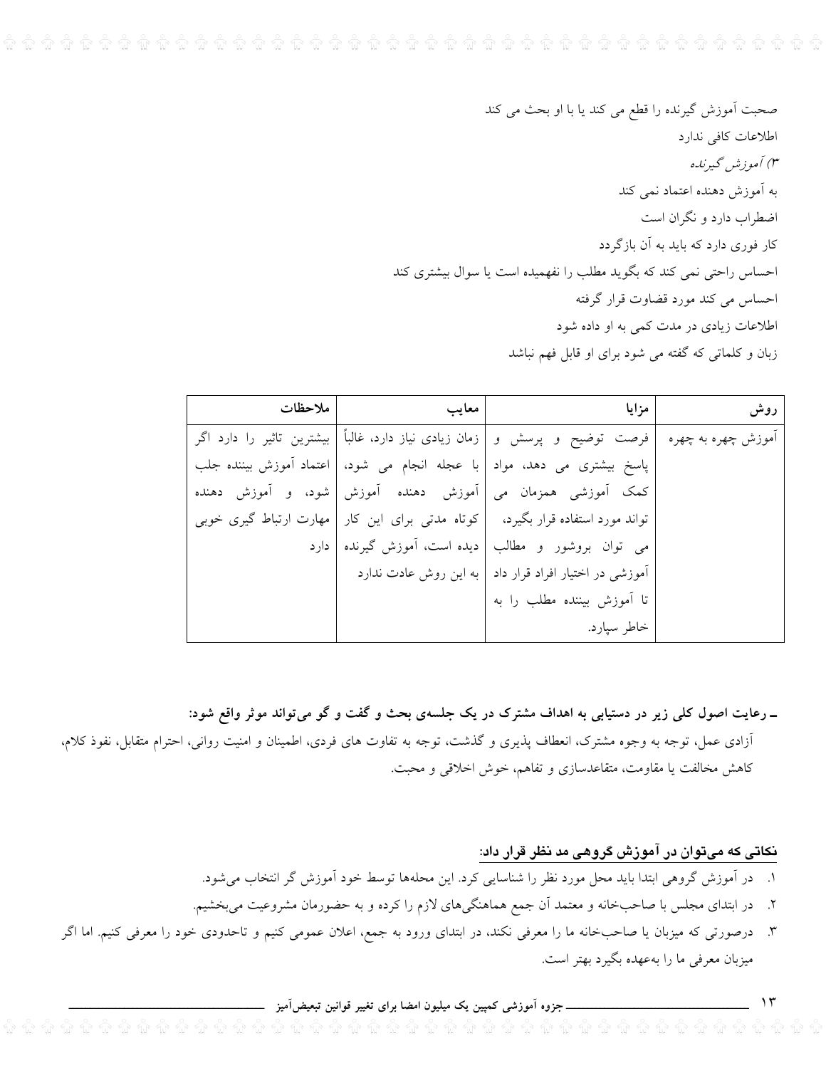صحبت آموزش گیرنده را قطع می کند یا با او بحث می کند

اطلاعات کافی ندارد

*۳) آموزش گیرنده*

به آموزش دهنده اعتماد نمی کند

اضطراب دارد و نگران است

کار فوری دارد که باید به آن بازگردد

احساس راحتی نمی کند که بگوید مطلب را نفهمیده است یا سوال بیشتری کند

احساس می کند مورد قضاوت قرار گرفته

اطلاعات زیادی در مدت کمی به او داده شود

زبان و کلماتی که گفته می شود برای او قابل فهم نباشد

| روش | مزایا | معایب | ملاحظات |
|---|---|---|---|
| آموزش چهره به چهره | فرصت توضیح و پرسش و پاسخ بیشتری می دهد، مواد کمک آموزشی همزمان می تواند مورد استفاده قرار بگیرد، می توان بروشور و مطالب آموزشی در اختیار افراد قرار داد تا آموزش بیننده مطلب را به خاطر سپارد. | زمان زیادی نیاز دارد، غالباً با عجله انجام می شود، آموزش دهنده آموزش کوتاه مدتی برای این کار دیده است، آموزش گیرنده به این روش عادت ندارد | بیشترین تاثیر را دارد اگر اعتماد آموزش بیننده جلب شود، و آموزش دهنده مهارت ارتباط گیری خوبی دارد |

**ـ رعایت اصول کلی زیر در دستیابی به اهداف مشترک در یک جلسه‌ی بحث و گفت و گو می‌تواند موثر واقع شود:**

آزادی عمل، توجه به وجوه مشترک، انعطاف پذیری و گذشت، توجه به تفاوت های فردی، اطمینان و امنیت روانی، احترام متقابل، نفوذ کلام، کاهش مخالفت یا مقاومت، متقاعدسازی و تفاهم، خوش اخلاقی و محبت.

**نکاتی که می‌توان در آموزش گروهی مد نظر قرار داد:**

۱. در آموزش گروهی ابتدا باید محل مورد نظر را شناسایی کرد. این محله‌ها توسط خود آموزش گر انتخاب می‌شود.

۲. در ابتدای مجلس با صاحب‌خانه و معتمد آن جمع هماهنگی‌های لازم را کرده و به حضورمان مشروعیت می‌بخشیم.

۳. درصورتی که میزبان یا صاحب‌خانه ما را معرفی نکند، در ابتدای ورود به جمع، اعلان عمومی کنیم و تاحدودی خود را معرفی کنیم. اما اگر میزبان معرفی ما را به‌عهده بگیرد بهتر است.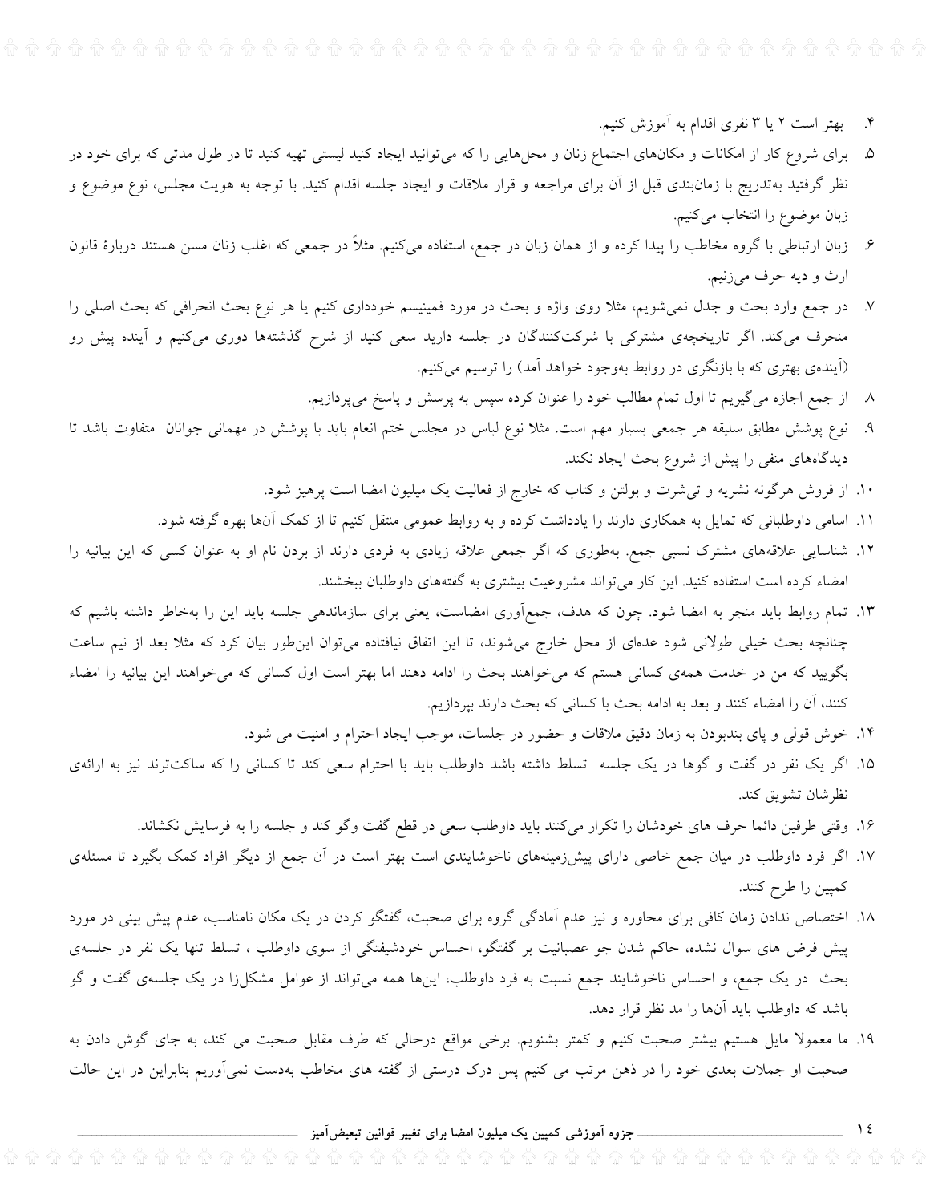۴. بهتر است ۲ یا ۳ نفری اقدام به آموزش کنیم.

۵. برای شروع کار از امکانات و مکان‌های اجتماع زنان و محل‌هایی را که می‌توانید ایجاد کنید لیستی تهیه کنید تا در طول مدتی که برای خود در نظر گرفتید به‌تدریج با زمان‌بندی قبل از آن برای مراجعه و قرار ملاقات و ایجاد جلسه اقدام کنید. با توجه به هویت مجلس، نوع موضوع و زبان موضوع را انتخاب می‌کنیم.

۶. زبان ارتباطی با گروه مخاطب را پیدا کرده و از همان زبان در جمع، استفاده می‌کنیم. مثلاً در جمعی که اغلب زنان مسن هستند دربارهٔ قانون ارث و دیه حرف می‌زنیم.

۷. در جمع وارد بحث و جدل نمی‌شویم، مثلا روی واژه و بحث در مورد فمینیسم خودداری کنیم یا هر نوع بحث انحرافی که بحث اصلی را منحرف می‌کند. اگر تاریخچه‌ی مشترکی با شرکت‌کنندگان در جلسه دارید سعی کنید از شرح گذشته‌ها دوری می‌کنیم و آینده پیش رو (آینده‌ی بهتری که با بازنگری در روابط به‌وجود خواهد آمد) را ترسیم می‌کنیم.

۸. از جمع اجازه می‌گیریم تا اول تمام مطالب خود را عنوان کرده سپس به پرسش و پاسخ می‌پردازیم.

۹. نوع پوشش مطابق سلیقه هر جمعی بسیار مهم است. مثلا نوع لباس در مجلس ختم انعام باید با پوشش در مهمانی جوانان متفاوت باشد تا دیدگاه‌های منفی را پیش از شروع بحث ایجاد نکند.

۱۰. از فروش هرگونه نشریه و تی‌شرت و بولتن و کتاب که خارج از فعالیت یک میلیون امضا است پرهیز شود.

۱۱. اسامی داوطلبانی که تمایل به همکاری دارند را یادداشت کرده و به روابط عمومی منتقل کنیم تا از کمک آن‌ها بهره گرفته شود.

۱۲. شناسایی علاقه‌های مشترک نسبی جمع. به‌طوری که اگر جمعی علاقه زیادی به فردی دارند از بردن نام او به عنوان کسی که این بیانیه را امضاء کرده است استفاده کنید. این کار می‌تواند مشروعیت بیشتری به گفته‌های داوطلبان ببخشند.

۱۳. تمام روابط باید منجر به امضا شود. چون که هدف، جمع‌آوری امضاست، یعنی برای سازماندهی جلسه باید این را به‌خاطر داشته باشیم که چنانچه بحث خیلی طولانی شود عده‌ای از محل خارج می‌شوند، تا این اتفاق نیافتاده می‌توان این‌طور بیان کرد که مثلا بعد از نیم ساعت بگویید که من در خدمت همه‌ی کسانی هستم که می‌خواهند بحث را ادامه دهند اما بهتر است اول کسانی که می‌خواهند این بیانیه را امضاء کنند، آن را امضاء کنند و بعد به ادامه بحث با کسانی که بحث دارند بپردازیم.

۱۴. خوش قولی و پای بندبودن به زمان دقیق ملاقات و حضور در جلسات، موجب ایجاد احترام و امنیت می شود.

۱۵. اگر یک نفر در گفت و گوها در یک جلسه تسلط داشته باشد داوطلب باید با احترام سعی کند تا کسانی را که ساکت‌ترند نیز به ارائه‌ی نظرشان تشویق کند.

۱۶. وقتی طرفین دائما حرف های خودشان را تکرار می‌کنند باید داوطلب سعی در قطع گفت وگو کند و جلسه را به فرسایش نکشاند.

۱۷. اگر فرد داوطلب در میان جمع خاصی دارای پیش‌زمینه‌های ناخوشایندی است بهتر است در آن جمع از دیگر افراد کمک بگیرد تا مسئله‌ی کمپین را طرح کنند.

۱۸. اختصاص ندادن زمان کافی برای محاوره و نیز عدم آمادگی گروه برای صحبت، گفتگو کردن در یک مکان نامناسب، عدم پیش بینی در مورد پیش فرض های سوال نشده، حاکم شدن جو عصبانیت بر گفتگو، احساس خودشیفتگی از سوی داوطلب ، تسلط تنها یک نفر در جلسه‌ی بحث در یک جمع، و احساس ناخوشایند جمع نسبت به فرد داوطلب، این‌ها همه می‌تواند از عوامل مشکل‌زا در یک جلسه‌ی گفت و گو باشد که داوطلب باید آن‌ها را مد نظر قرار دهد.

۱۹. ما معمولا مایل هستیم بیشتر صحبت کنیم و کمتر بشنویم. برخی مواقع درحالی که طرف مقابل صحبت می کند، به جای گوش دادن به صحبت او جملات بعدی خود را در ذهن مرتب می کنیم پس درک درستی از گفته های مخاطب به‌دست نمی‌آوریم بنابراین در این حالت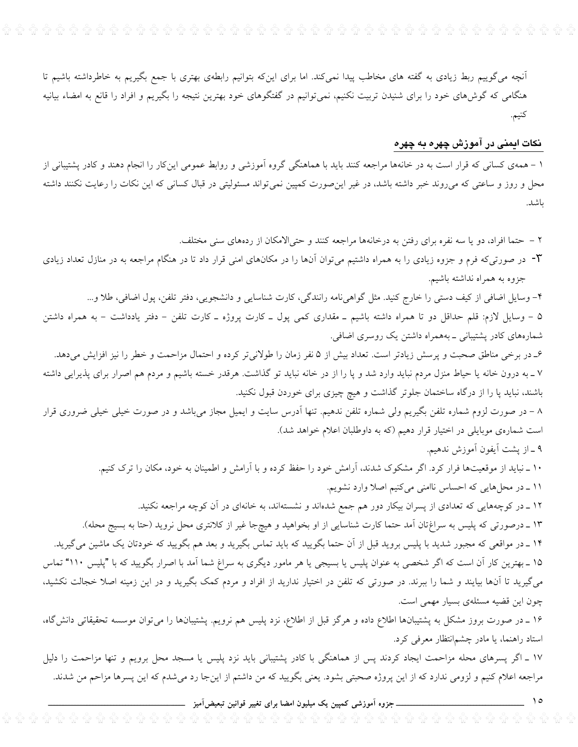آنچه می‌گوییم ربط زیادی به گفته های مخاطب پیدا نمی‌کند. اما برای این‌که بتوانیم رابطه‌ی بهتری با جمع بگیریم به خاطرداشته باشیم تا هنگامی که گوش‌های خود را برای شنیدن تربیت نکنیم، نمی‌توانیم در گفتگوهای خود بهترین نتیجه را بگیریم و افراد را قانع به امضاء بیانیه کنیم.

## نکات ایمنی در آموزش چهره به چهره

۱ – همه‌ی کسانی که قرار است به در خانه‌ها مراجعه کنند باید با هماهنگی گروه آموزشی و روابط عمومی این‌کار را انجام دهند و کادر پشتیبانی از محل و روز و ساعتی که می‌روند خبر داشته باشد، در غیر این‌صورت کمپین نمی‌تواند مسئولیتی در قبال کسانی که این نکات را رعایت نکنند داشته باشد.

۲ – حتما افراد، دو یا سه نفره برای رفتن به درخانه‌ها مراجعه کنند و حتی‌الامکان از رده‌های سنی مختلف.

۳- در صورتی‌که فرم و جزوه زیادی را به همراه داشتیم می‌توان آن‌ها را در مکان‌های امنی قرار داد تا در هنگام مراجعه به در منازل تعداد زیادی جزوه به همراه نداشته باشیم.

۴- وسایل اضافی از کیف دستی را خارج کنید. مثل گواهی‌نامه رانندگی، کارت شناسایی و دانشجویی، دفتر تلفن، پول اضافی، طلا و...

۵ – وسایل لازم: قلم حداقل دو تا همراه داشته باشیم ـ مقداری کمی پول ـ کارت پروژه ـ کارت تلفن – دفتر یادداشت – به همراه داشتن شماره‌های کادر پشتیبانی ـ به‌همراه داشتن یک روسری اضافی.

۶ـ در برخی مناطق صحبت و پرسش زیادتر است. تعداد بیش از ۵ نفر زمان را طولانی‌تر کرده و احتمال مزاحمت و خطر را نیز افزایش می‌دهد.

۷ ـ به درون خانه یا حیاط منزل مردم نباید وارد شد و پا را از در خانه نباید تو گذاشت. هرقدر خسته باشیم و مردم هم اصرار برای پذیرایی داشته باشند، نباید پا را از درگاه ساختمان جلوتر گذاشت و هیچ چیزی برای خوردن قبول نکنید.

۸ – در صورت لزوم شماره تلفن بگیریم ولی شماره تلفن ندهیم. تنها آدرس سایت و ایمیل مجاز می‌باشد و در صورت خیلی خیلی ضروری قرار است شماره‌ی موبایلی در اختیار قرار دهیم (که به داوطلبان اعلام خواهد شد).

۹ ـ از پشت آیفون آموزش ندهیم.

۱۰ ـ نباید از موقعیت‌ها فرار کرد. اگر مشکوک شدند، آرامش خود را حفظ کرده و با آرامش و اطمینان به خود، مکان را ترک کنیم.

۱۱ ـ در محل‌هایی که احساس ناامنی می‌کنیم اصلا وارد نشویم.

۱۲ ـ در کوچه‌هایی که تعدادی از پسران بیکار دور هم جمع شده‌اند و نشسته‌اند، به خانه‌ای در آن کوچه مراجعه نکنید.

۱۳ ـ درصورتی که پلیس به سراغ‌تان آمد حتما کارت شناسایی از او بخواهید و هیچ‌جا غیر از کلانتری محل نروید (حتا به بسیج محله).

۱۴ ـ در مواقعی که مجبور شدید با پلیس بروید قبل از آن حتما بگویید که باید تماس بگیرید و بعد هم بگویید که خودتان یک ماشین می‌گیرید.

۱۵ ـ بهترین کار آن است که اگر شخصی به عنوان پلیس یا بسیجی یا هر مامور دیگری به سراغ شما آمد با اصرار بگویید که با "پلیس ۱۱۰" تماس می‌گیرید تا آن‌ها بیایند و شما را ببرند. در صورتی که تلفن در اختیار ندارید از افراد و مردم کمک بگیرید و در این زمینه اصلا خجالت نکشید، چون این قضیه مسئله‌ی بسیار مهمی است.

۱۶ ـ در صورت بروز مشکل به پشتیبان‌ها اطلاع داده و هرگز قبل از اطلاع، نزد پلیس هم نرویم. پشتیبان‌ها را می‌توان موسسه تحقیقاتی دانش‌گاه، استاد راهنما، یا مادر چشم‌انتظار معرفی کرد.

۱۷ ـ اگر پسرهای محله مزاحمت ایجاد کردند پس از هماهنگی با کادر پشتیبانی باید نزد پلیس یا مسجد محل برویم و تنها مزاحمت را دلیل مراجعه اعلام کنیم و لزومی ندارد که از این پروژه صحبتی بشود. یعنی بگویید که من داشتم از این‌جا رد می‌شدم که این پسرها مزاحم من شدند.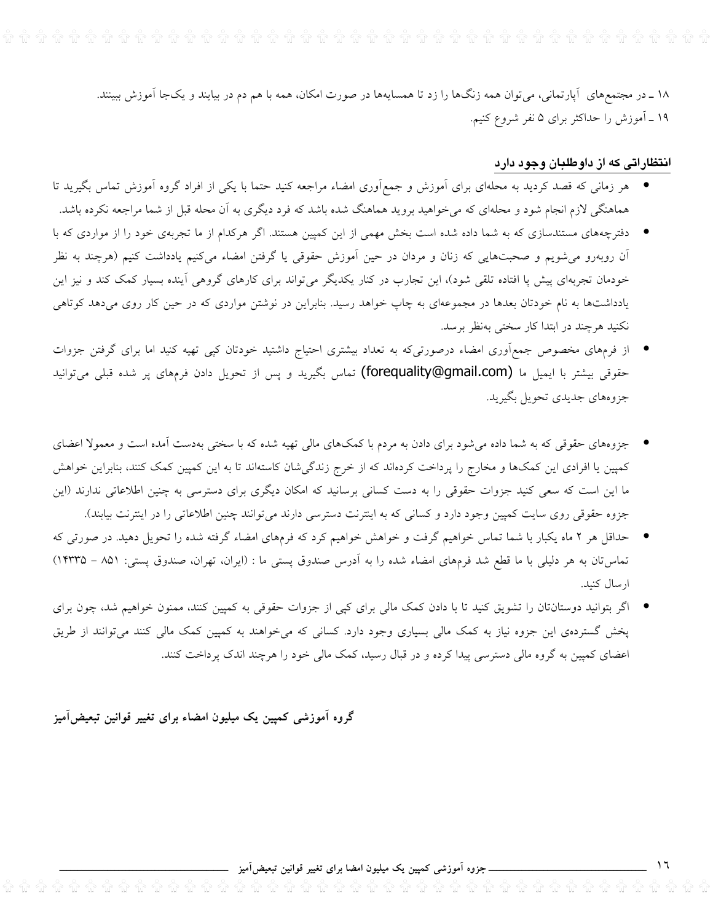۱۸ ـ در مجتمع‌های آپارتمانی، می‌توان همه زنگ‌ها را زد تا همسایه‌ها در صورت امکان، همه با هم دم در بیایند و یک‌جا آموزش ببینند.

۱۹ ـ آموزش را حداکثر برای ۵ نفر شروع کنیم.

## انتظاراتی که از داوطلبان وجود دارد

- هر زمانی که قصد کردید به محله‌ای برای آموزش و جمع‌آوری امضاء مراجعه کنید حتما با یکی از افراد گروه آموزش تماس بگیرید تا هماهنگی لازم انجام شود و محله‌ای که می‌خواهید بروید هماهنگ شده باشد که فرد دیگری به آن محله قبل از شما مراجعه نکرده باشد.
- دفترچه‌های مستندسازی که به شما داده شده است بخش مهمی از این کمپین هستند. اگر هرکدام از ما تجربه‌ی خود را از مواردی که با آن روبه‌رو می‌شویم و صحبت‌هایی که زنان و مردان در حین آموزش حقوقی یا گرفتن امضاء می‌کنیم یادداشت کنیم (هرچند به نظر خودمان تجربه‌ای پیش پا افتاده تلقی شود)، این تجارب در کنار یکدیگر می‌تواند برای کارهای گروهی آینده بسیار کمک کند و نیز این یادداشت‌ها به نام خودتان بعدها در مجموعه‌ای به چاپ خواهد رسید. بنابراین در نوشتن مواردی که در حین کار روی می‌دهد کوتاهی نکنید هرچند در ابتدا کار سختی به‌نظر برسد.
- از فرم‌های مخصوص جمع‌آوری امضاء درصورتی‌که به تعداد بیشتری احتیاج داشتید خودتان کپی تهیه کنید اما برای گرفتن جزوات حقوقی بیشتر با ایمیل ما (forequality@gmail.com) تماس بگیرید و پس از تحویل دادن فرم‌های پر شده قبلی می‌توانید جزوه‌های جدیدی تحویل بگیرید.

- جزوه‌های حقوقی که به شما داده می‌شود برای دادن به مردم با کمک‌های مالی تهیه شده که با سختی به‌دست آمده است و معمولا اعضای کمپین یا افرادی این کمک‌ها و مخارج را پرداخت کرده‌اند که از خرج زندگی‌شان کاسته‌اند تا به این کمپین کمک کنند، بنابراین خواهش ما این است که سعی کنید جزوات حقوقی را به دست کسانی برسانید که امکان دیگری برای دسترسی به چنین اطلاعاتی ندارند (این جزوه حقوقی روی سایت کمپین وجود دارد و کسانی که به اینترنت دسترسی دارند می‌توانند چنین اطلاعاتی را در اینترنت بیابند).
- حداقل هر ۲ ماه یکبار با شما تماس خواهیم گرفت و خواهش خواهیم کرد که فرم‌های امضاء گرفته شده را تحویل دهید. در صورتی که تماس‌تان به هر دلیلی با ما قطع شد فرم‌های امضاء شده را به آدرس صندوق پستی ما : (ایران، تهران، صندوق پستی: ۸۵۱ – ۱۴۳۳۵) ارسال کنید.
- اگر بتوانید دوستان‌تان را تشویق کنید تا با دادن کمک مالی برای کپی از جزوات حقوقی به کمپین کمک کنند، ممنون خواهیم شد، چون برای پخش گسترده‌ی این جزوه نیاز به کمک مالی بسیاری وجود دارد. کسانی که می‌خواهند به کمپین کمک مالی کنند می‌توانند از طریق اعضای کمپین به گروه مالی دسترسی پیدا کرده و در قبال رسید، کمک مالی خود را هرچند اندک پرداخت کنند.

**گروه آموزشی کمپین یک میلیون امضاء برای تغییر قوانین تبعیض‌آمیز**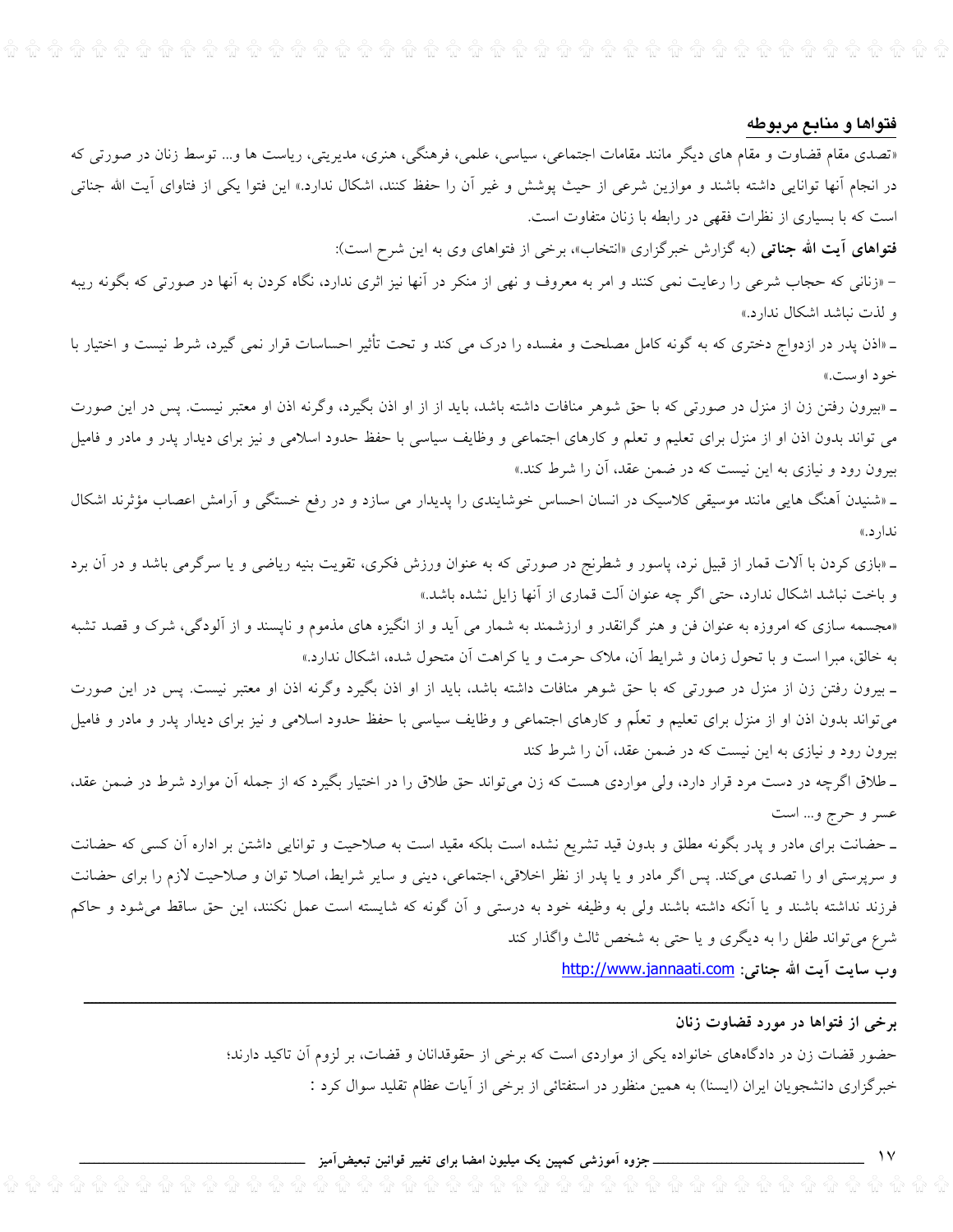## فتواها و منابع مربوطه

«تصدی مقام قضاوت و مقام های دیگر مانند مقامات اجتماعی، سیاسی، علمی، فرهنگی، هنری، مدیریتی، ریاست ها و... توسط زنان در صورتی که در انجام آنها توانایی داشته باشند و موازین شرعی از حیث پوشش و غیر آن را حفظ کنند، اشکال ندارد.» این فتوا یکی از فتاوای آیت الله جناتی است که با بسیاری از نظرات فقهی در رابطه با زنان متفاوت است.

**فتواهای آیت الله جناتی** (به گزارش خبرگزاری «انتخاب»، برخی از فتواهای وی به این شرح است):

– «زنانی که حجاب شرعی را رعایت نمی کنند و امر به معروف و نهی از منکر در آنها نیز اثری ندارد، نگاه کردن به آنها در صورتی که بگونه ریبه و لذت نباشد اشکال ندارد.»

ـ «اذن پدر در ازدواج دختری که به گونه کامل مصلحت و مفسده را درک می کند و تحت تأثیر احساسات قرار نمی گیرد، شرط نیست و اختیار با خود اوست.»

ـ «بیرون رفتن زن از منزل در صورتی که با حق شوهر منافات داشته باشد، باید از از او اذن بگیرد، وگرنه اذن او معتبر نیست. پس در این صورت می تواند بدون اذن او از منزل برای تعلیم و تعلم و کارهای اجتماعی و وظایف سیاسی با حفظ حدود اسلامی و نیز برای دیدار پدر و مادر و فامیل بیرون رود و نیازی به این نیست که در ضمن عقد، آن را شرط کند.»

ـ «شنیدن آهنگ هایی مانند موسیقی کلاسیک در انسان احساس خوشایندی را پدیدار می سازد و در رفع خستگی و آرامش اعصاب مؤثرند اشکال ندارد.»

ـ «بازی کردن با آلات قمار از قبیل نرد، پاسور و شطرنج در صورتی که به عنوان ورزش فکری، تقویت بنیه ریاضی و یا سرگرمی باشد و در آن برد و باخت نباشد اشکال ندارد، حتی اگر چه عنوان آلت قماری از آنها زایل نشده باشد.»

«مجسمه سازی که امروزه به عنوان فن و هنر گرانقدر و ارزشمند به شمار می آید و از انگیزه های مذموم و ناپسند و از آلودگی، شرک و قصد تشبه به خالق، مبرا است و با تحول زمان و شرایط آن، ملاک حرمت و یا کراهت آن متحول شده، اشکال ندارد.»

ـ بیرون رفتن زن از منزل در صورتی که با حق شوهر منافات داشته باشد، باید از او اذن بگیرد وگرنه اذن او معتبر نیست. پس در این صورت می‌تواند بدون اذن او از منزل برای تعلیم و تعلّم و کارهای اجتماعی و وظایف سیاسی با حفظ حدود اسلامی و نیز برای دیدار پدر و مادر و فامیل بیرون رود و نیازی به این نیست که در ضمن عقد، آن را شرط کند

ـ طلاق اگرچه در دست مرد قرار دارد، ولی مواردی هست که زن می‌تواند حق طلاق را در اختیار بگیرد که از جمله آن موارد شرط در ضمن عقد، عسر و حرج و... است

ـ حضانت برای مادر و پدر بگونه مطلق و بدون قید تشریع نشده است بلکه مقید است به صلاحیت و توانایی داشتن بر اداره آن کسی که حضانت و سرپرستی او را تصدی می‌کند. پس اگر مادر و یا پدر از نظر اخلاقی، اجتماعی، دینی و سایر شرایط، اصلا توان و صلاحیت لازم را برای حضانت فرزند نداشته باشند و یا آنکه داشته باشند ولی به وظیفه خود به درستی و آن گونه که شایسته است عمل نکنند، این حق ساقط می‌شود و حاکم شرع می‌تواند طفل را به دیگری و یا حتی به شخص ثالث واگذار کند

**وب سایت آیت الله جناتی:** http://www.jannaati.com

---

**برخی از فتواها در مورد قضاوت زنان**

حضور قضات زن در دادگاه‌های خانواده یکی از مواردی است که برخی از حقوقدانان و قضات، بر لزوم آن تاکید دارند؛

خبرگزاری دانشجویان ایران (ایسنا) به همین منظور در استفتائی از برخی از آیات عظام تقلید سوال کرد :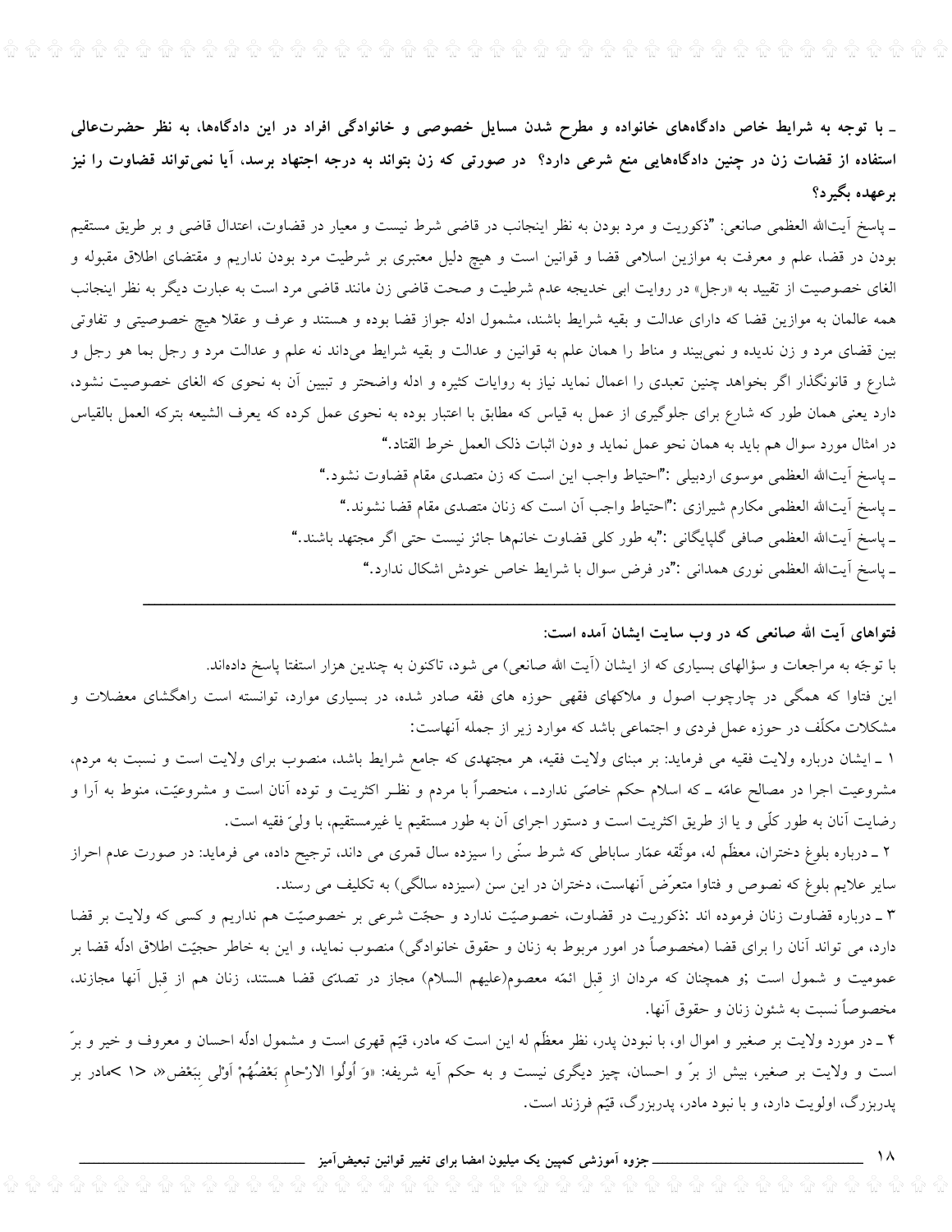**ـ با توجه به شرایط خاص دادگاه‌های خانواده و مطرح شدن مسایل خصوصی و خانوادگی افراد در این دادگاه‌ها، به نظر حضرت‌عالی استفاده از قضات زن در چنین دادگاه‌هایی منع شرعی دارد؟ در صورتی که زن بتواند به درجه اجتهاد برسد، آیا نمی‌تواند قضاوت را نیز برعهده بگیرد؟**

ـ پاسخ آیت‌الله العظمی صانعی: "ذکوریت و مرد بودن به نظر اینجانب در قاضی شرط نیست و معیار در قضاوت، اعتدال قاضی و بر طریق مستقیم بودن در قضا، علم و معرفت به موازین اسلامی قضا و قوانین است و هیچ دلیل معتبری بر شرطیت مرد بودن نداریم و مقتضای اطلاق مقبوله و الغای خصوصیت از تقیید به «رجل» در روایت ابی خدیجه عدم شرطیت و صحت قاضی زن مانند قاضی مرد است به عبارت دیگر به نظر اینجانب همه عالمان به موازین قضا که دارای عدالت و بقیه شرایط باشند، مشمول ادله جواز قضا بوده و هستند و عرف و عقلا هیچ خصوصیتی و تفاوتی بین قضای مرد و زن ندیده و نمی‌بیند و مناط را همان علم به قوانین و عدالت و بقیه شرایط می‌داند نه علم و عدالت مرد و رجل بما هو رجل و شارع و قانونگذار اگر بخواهد چنین تعبدی را اعمال نماید نیاز به روایات کثیره و ادله واضحتر و تبیین آن به نحوی که الغای خصوصیت نشود، دارد یعنی همان طور که شارع برای جلوگیری از عمل به قیاس که مطابق با اعتبار بوده به نحوی عمل کرده که یعرف الشیعه بترکه العمل بالقیاس در امثال مورد سوال هم باید به همان نحو عمل نماید و دون اثبات ذلک العمل خرط القتاد."

ـ پاسخ آیت‌الله العظمی موسوی اردبیلی :"احتیاط واجب این است که زن متصدی مقام قضاوت نشود."

ـ پاسخ آیت‌الله العظمی مکارم شیرازی :"احتیاط واجب آن است که زنان متصدی مقام قضا نشوند."

ـ پاسخ آیت‌الله العظمی صافی گلپایگانی :"به طور کلی قضاوت خانمها جائز نیست حتی اگر مجتهد باشند."

ـ پاسخ آیت‌الله العظمی نوری همدانی :"در فرض سوال با شرایط خاص خودش اشکال ندارد."

---

**فتواهای آیت الله صانعی که در وب سایت ایشان آمده است:**

با توجّه به مراجعات و سؤالهای بسیاری که از ایشان (آیت الله صانعی) می شود، تاکنون به چندین هزار استفتا پاسخ داده‌اند.

این فتاوا که همگی در چارچوب اصول و ملاکهای فقهی حوزه های فقه صادر شده، در بسیاری موارد، توانسته است راهگشای معضلات و مشکلات مکلّف در حوزه عمل فردی و اجتماعی باشد که موارد زیر از جمله آنهاست:

۱ ـ ایشان درباره ولایت فقیه می فرماید: بر مبنای ولایت فقیه، هر مجتهدی که جامع شرایط باشد، منصوب برای ولایت است و نسبت به مردم، مشروعیت اجرا در مصالح عامّه ـ که اسلام حکم خاصّی ندارد ـ ، منحصراً با مردم و نظر اکثریت و توده آنان است و مشروعیّت، منوط به آرا و رضایت آنان به طور کلّی و یا از طریق اکثریت است و دستور اجرای آن به طور مستقیم یا غیرمستقیم، با ولیّ فقیه است.

۲ ـ درباره بلوغ دختران، معظّم له، موثّقه عمّار ساباطی که شرط سنّی را سیزده سال قمری می داند، ترجیح داده، می فرماید: در صورت عدم احراز سایر علایم بلوغ که نصوص و فتاوا متعرّض آنهاست، دختران در این سن (سیزده سالگی) به تکلیف می رسند.

۳ ـ درباره قضاوت زنان فرموده اند :ذکوریت در قضاوت، خصوصیّت ندارد و حجّت شرعی بر خصوصیّت هم نداریم و کسی که ولایت بر قضا دارد، می تواند آنان را برای قضا (مخصوصاً در امور مربوط به زنان و حقوق خانوادگی) منصوب نماید، و این به خاطر حجیّت اطلاق ادلّه قضا بر عمومیت و شمول است ;و همچنان که مردان از قِبل ائمّه معصوم(علیهم السلام) مجاز در تصدّی قضا هستند، زنان هم از قِبل آنها مجازند، مخصوصاً نسبت به شئون زنان و حقوق آنها.

۴ ـ در مورد ولایت بر صغیر و اموال او، با نبودن پدر، نظر معظّم له این است که مادر، قیّم قهری است و مشمول ادلّه احسان و معروف و خیر و برّ است و ولایت بر صغیر، بیش از برّ و احسان، چیز دیگری نیست و به حکم آیه شریفه: «وَ أُولُوا الارْحامِ بَعْضُهُمْ أَوْلی بِبَعْض»، <۱ >مادر بر پدربزرگ، اولویت دارد، و با نبود مادر، پدربزرگ، قیّم فرزند است.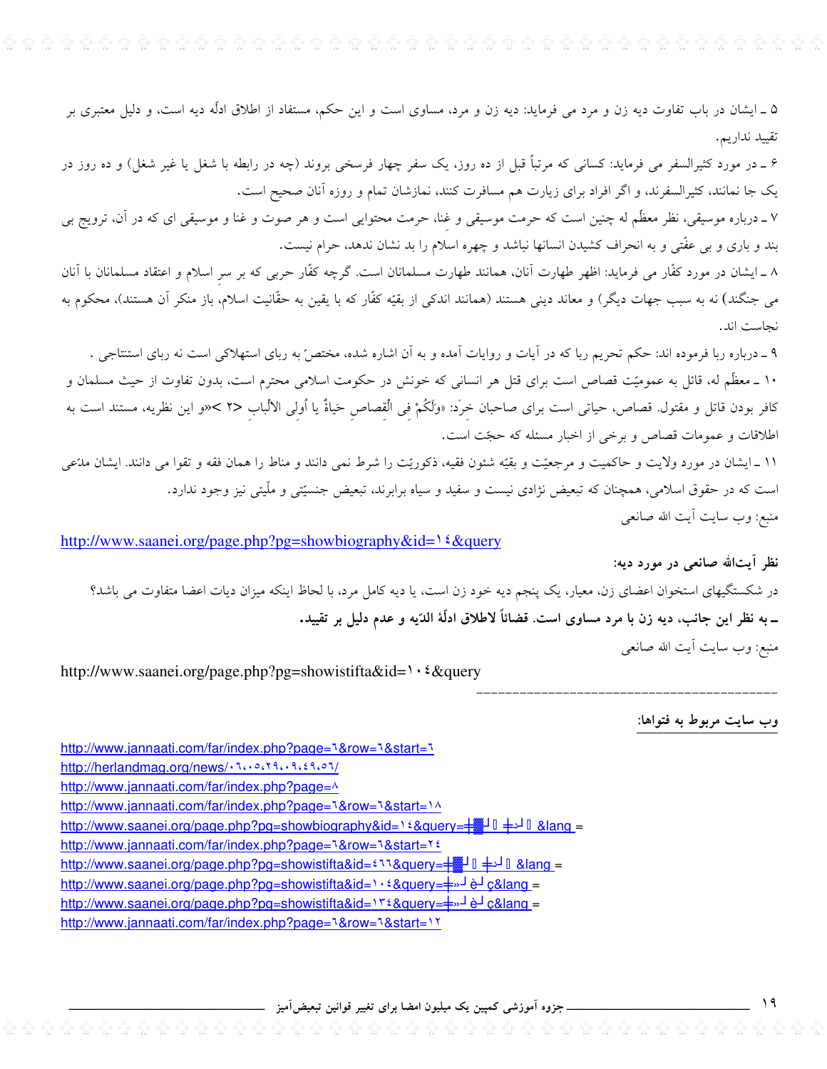۵ ـ ایشان در باب تفاوت دیه زن و مرد می فرماید: دیه زن و مرد، مساوی است و این حکم، مستفاد از اطلاق ادلّه دیه است، و دلیل معتبری بر تقیید نداریم.

۶ ـ در مورد کثیرالسفر می فرماید: کسانی که مرتباً قبل از ده روز، یک سفر چهار فرسخی بروند (چه در رابطه با شغل یا غیر شغل) و ده روز در یک جا نمانند، کثیرالسفرند، و اگر افراد برای زیارت هم مسافرت کنند، نمازشان تمام و روزه آنان صحیح است.

۷ ـ درباره موسیقی، نظر معظّم له چنین است که حرمت موسیقی و غِنا، حرمت محتوایی است و هر صوت و غنا و موسیقی ای که در آن، ترویج بی بند و باری و بی عفّتی و به انحراف کشیدن انسانها نباشد و چهره اسلام را بد نشان ندهد، حرام نیست.

۸ ـ ایشان در مورد کفّار می فرماید: اظهر طهارت آنان، همانند طهارت مسلمانان است. گرچه کفّار حربی که بر سرِ اسلام و اعتقاد مسلمانان با آنان می جنگند) نه به سبب جهات دیگر) و معاند دینی هستند (همانند اندکی از بقیّه کفّار که با یقین به حقّانیت اسلام، باز منکر آن هستند)، محکوم به نجاست اند.

۹ ـ درباره ربا فرموده اند: حکم تحریم ربا که در آیات و روایات آمده و به آن اشاره شده، مختصّ به ربای استهلاکی است نه ربای استنتاجی .

۱۰ ـ معظّم له، قائل به عمومیّت قصاص است برای قتل هر انسانی که خونش در حکومت اسلامی محترم است، بدون تفاوت از حیث مسلمان و کافر بودن قاتل و مقتول. قصاص، حیاتی است برای صاحبان خرَد: «وَلَكُمْ فِي الْقِصاصِ حَياةٌ يا أُولِي الأَلْبابِ <۲ >«و این نظریه، مستند است به اطلاقات و عمومات قصاص و برخی از اخبار مسئله که حجّت است.

۱۱ ـ ایشان در مورد ولایت و حاکمیت و مرجعیّت و بقیّه شئون فقیه، ذکوریّت را شرط نمی دانند و مناط را همان فقه و تقوا می دانند. ایشان مدّعی است که در حقوق اسلامی، همچنان که تبعیض نژادی نیست و سفید و سیاه برابرند، تبعیض جنسیّتی و ملّیتی نیز وجود ندارد.

منبع: وب سایت آیت الله صانعی

http://www.saanei.org/page.php?pg=showbiography&id=۱۴&query

**نظر آیت‌الله صانعی در مورد دیه:**

در شکستگیهای استخوان اعضای زن، معیار، یک پنجم دیه خود زن است، یا دیه کامل مرد، با لحاظ اینکه میزان دیات اعضا متفاوت می باشد؟

**ـ به نظر این جانب، دیه زن با مرد مساوی است. قضائاً لاطلاق ادلّة الدّیه و عدم دلیل بر تقیید.**

منبع: وب سایت آیت الله صانعی

http://www.saanei.org/page.php?pg=showistifta&id=۱۰۴&query

---

**وب سایت مربوط به فتواها:**

http://www.jannaati.com/far/index.php?page=٦&row=٦&start=٦
http://herlandmag.org/news/۰٦،۰۵،۲۹،۰۹،٤۹،۵٦/
http://www.jannaati.com/far/index.php?page=۸
http://www.jannaati.com/far/index.php?page=٦&row=٦&start=۱۸
http://www.saanei.org/page.php?pg=showbiography&id=۱٤&query=...&lang=
http://www.jannaati.com/far/index.php?page=٦&row=٦&start=۲٤
http://www.saanei.org/page.php?pg=showistifta&id=٤٦٦&query=...&lang=
http://www.saanei.org/page.php?pg=showistifta&id=۱۰٤&query=...&lang=
http://www.saanei.org/page.php?pg=showistifta&id=۱۳٤&query=...&lang=
http://www.jannaati.com/far/index.php?page=٦&row=٦&start=۱۲